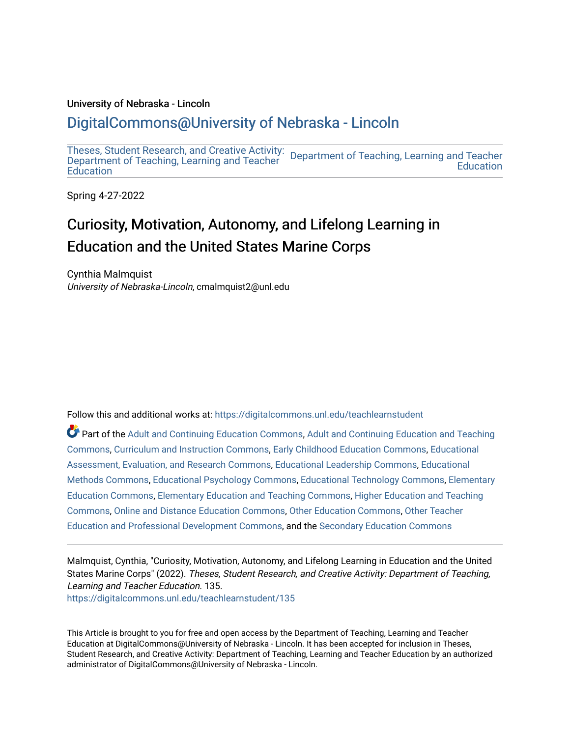University of Nebraska - Lincoln

DigitalCommons@University of Nebraska - Lincoln

Theses, Student Research, and Creative Activity: Department of Teaching, Learning and Teacher Education

Department of Teaching, Learning and Teacher Education

Spring 4-27-2022

# Curiosity, Motivation, Autonomy, and Lifelong Learning in Education and the United States Marine Corps

Cynthia Malmquist
*University of Nebraska-Lincoln*, cmalmquist2@unl.edu

Follow this and additional works at: https://digitalcommons.unl.edu/teachlearnstudent

Part of the Adult and Continuing Education Commons, Adult and Continuing Education and Teaching Commons, Curriculum and Instruction Commons, Early Childhood Education Commons, Educational Assessment, Evaluation, and Research Commons, Educational Leadership Commons, Educational Methods Commons, Educational Psychology Commons, Educational Technology Commons, Elementary Education Commons, Elementary Education and Teaching Commons, Higher Education and Teaching Commons, Online and Distance Education Commons, Other Education Commons, Other Teacher Education and Professional Development Commons, and the Secondary Education Commons

Malmquist, Cynthia, "Curiosity, Motivation, Autonomy, and Lifelong Learning in Education and the United States Marine Corps" (2022). *Theses, Student Research, and Creative Activity: Department of Teaching, Learning and Teacher Education*. 135.
https://digitalcommons.unl.edu/teachlearnstudent/135

This Article is brought to you for free and open access by the Department of Teaching, Learning and Teacher Education at DigitalCommons@University of Nebraska - Lincoln. It has been accepted for inclusion in Theses, Student Research, and Creative Activity: Department of Teaching, Learning and Teacher Education by an authorized administrator of DigitalCommons@University of Nebraska - Lincoln.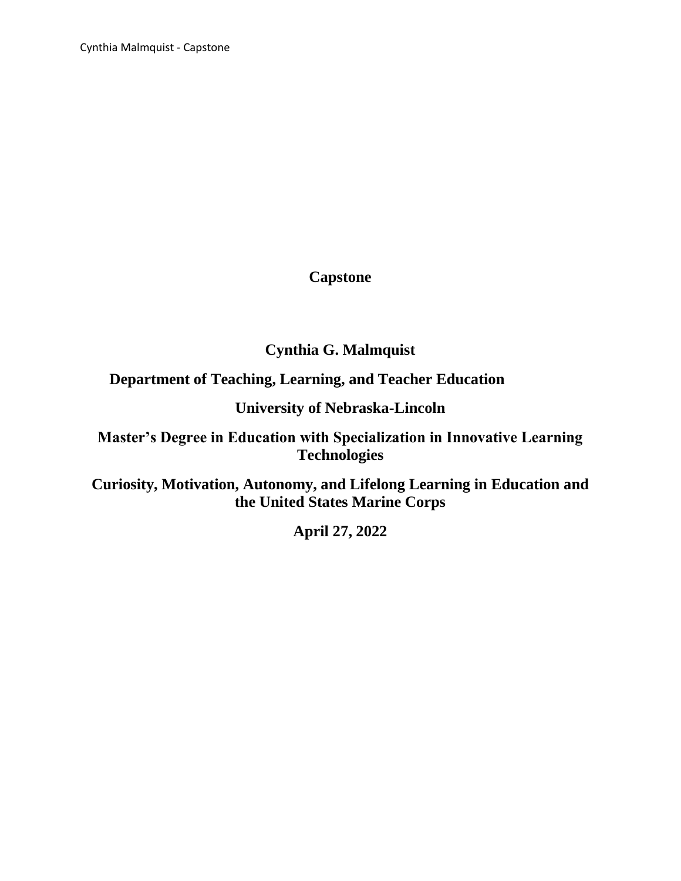# Capstone

**Cynthia G. Malmquist**

**Department of Teaching, Learning, and Teacher Education**

**University of Nebraska-Lincoln**

**Master's Degree in Education with Specialization in Innovative Learning Technologies**

**Curiosity, Motivation, Autonomy, and Lifelong Learning in Education and the United States Marine Corps**

**April 27, 2022**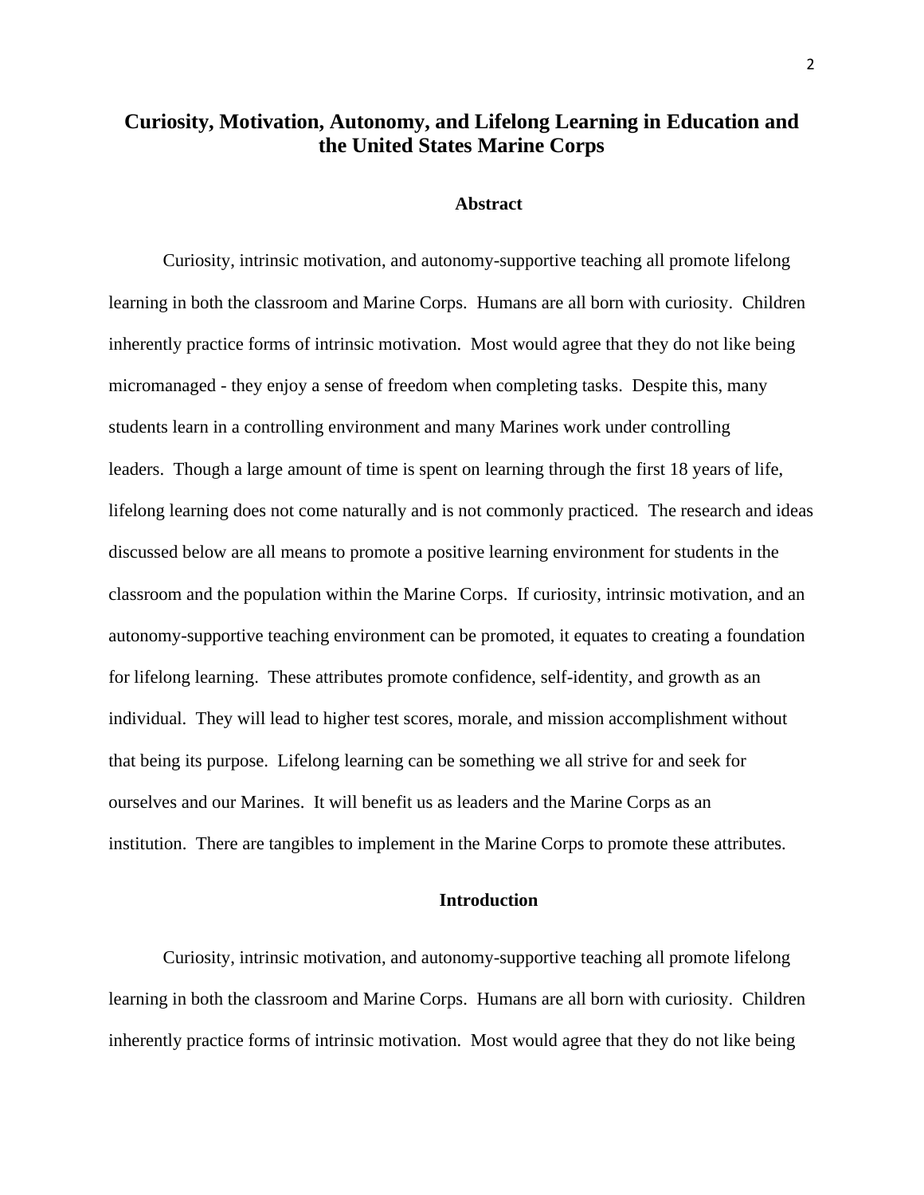# Curiosity, Motivation, Autonomy, and Lifelong Learning in Education and the United States Marine Corps

## Abstract

Curiosity, intrinsic motivation, and autonomy-supportive teaching all promote lifelong learning in both the classroom and Marine Corps. Humans are all born with curiosity. Children inherently practice forms of intrinsic motivation. Most would agree that they do not like being micromanaged - they enjoy a sense of freedom when completing tasks. Despite this, many students learn in a controlling environment and many Marines work under controlling leaders. Though a large amount of time is spent on learning through the first 18 years of life, lifelong learning does not come naturally and is not commonly practiced. The research and ideas discussed below are all means to promote a positive learning environment for students in the classroom and the population within the Marine Corps. If curiosity, intrinsic motivation, and an autonomy-supportive teaching environment can be promoted, it equates to creating a foundation for lifelong learning. These attributes promote confidence, self-identity, and growth as an individual. They will lead to higher test scores, morale, and mission accomplishment without that being its purpose. Lifelong learning can be something we all strive for and seek for ourselves and our Marines. It will benefit us as leaders and the Marine Corps as an institution. There are tangibles to implement in the Marine Corps to promote these attributes.

## Introduction

Curiosity, intrinsic motivation, and autonomy-supportive teaching all promote lifelong learning in both the classroom and Marine Corps. Humans are all born with curiosity. Children inherently practice forms of intrinsic motivation. Most would agree that they do not like being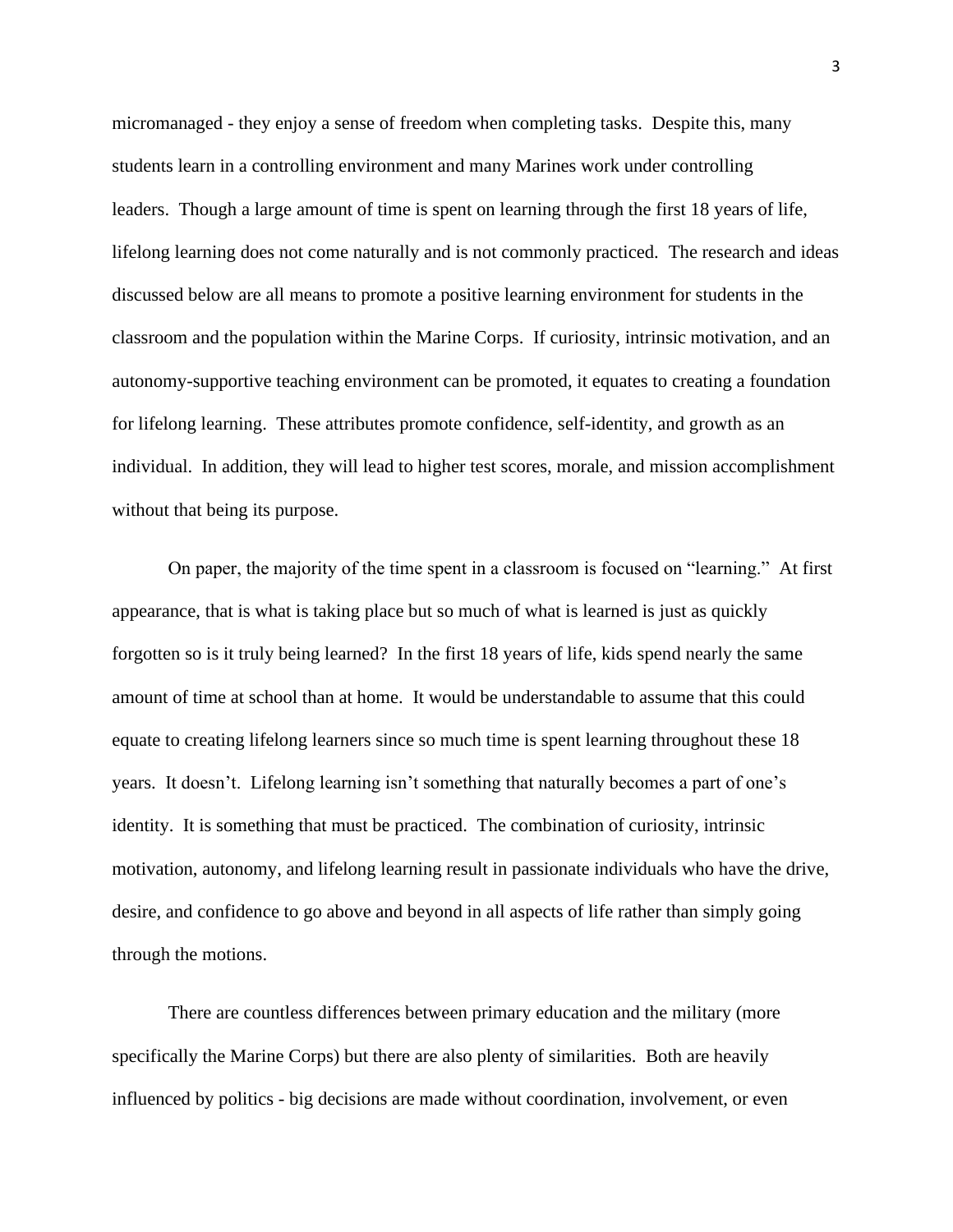micromanaged - they enjoy a sense of freedom when completing tasks. Despite this, many students learn in a controlling environment and many Marines work under controlling leaders. Though a large amount of time is spent on learning through the first 18 years of life, lifelong learning does not come naturally and is not commonly practiced. The research and ideas discussed below are all means to promote a positive learning environment for students in the classroom and the population within the Marine Corps. If curiosity, intrinsic motivation, and an autonomy-supportive teaching environment can be promoted, it equates to creating a foundation for lifelong learning. These attributes promote confidence, self-identity, and growth as an individual. In addition, they will lead to higher test scores, morale, and mission accomplishment without that being its purpose.

On paper, the majority of the time spent in a classroom is focused on "learning." At first appearance, that is what is taking place but so much of what is learned is just as quickly forgotten so is it truly being learned? In the first 18 years of life, kids spend nearly the same amount of time at school than at home. It would be understandable to assume that this could equate to creating lifelong learners since so much time is spent learning throughout these 18 years. It doesn't. Lifelong learning isn't something that naturally becomes a part of one's identity. It is something that must be practiced. The combination of curiosity, intrinsic motivation, autonomy, and lifelong learning result in passionate individuals who have the drive, desire, and confidence to go above and beyond in all aspects of life rather than simply going through the motions.

There are countless differences between primary education and the military (more specifically the Marine Corps) but there are also plenty of similarities. Both are heavily influenced by politics - big decisions are made without coordination, involvement, or even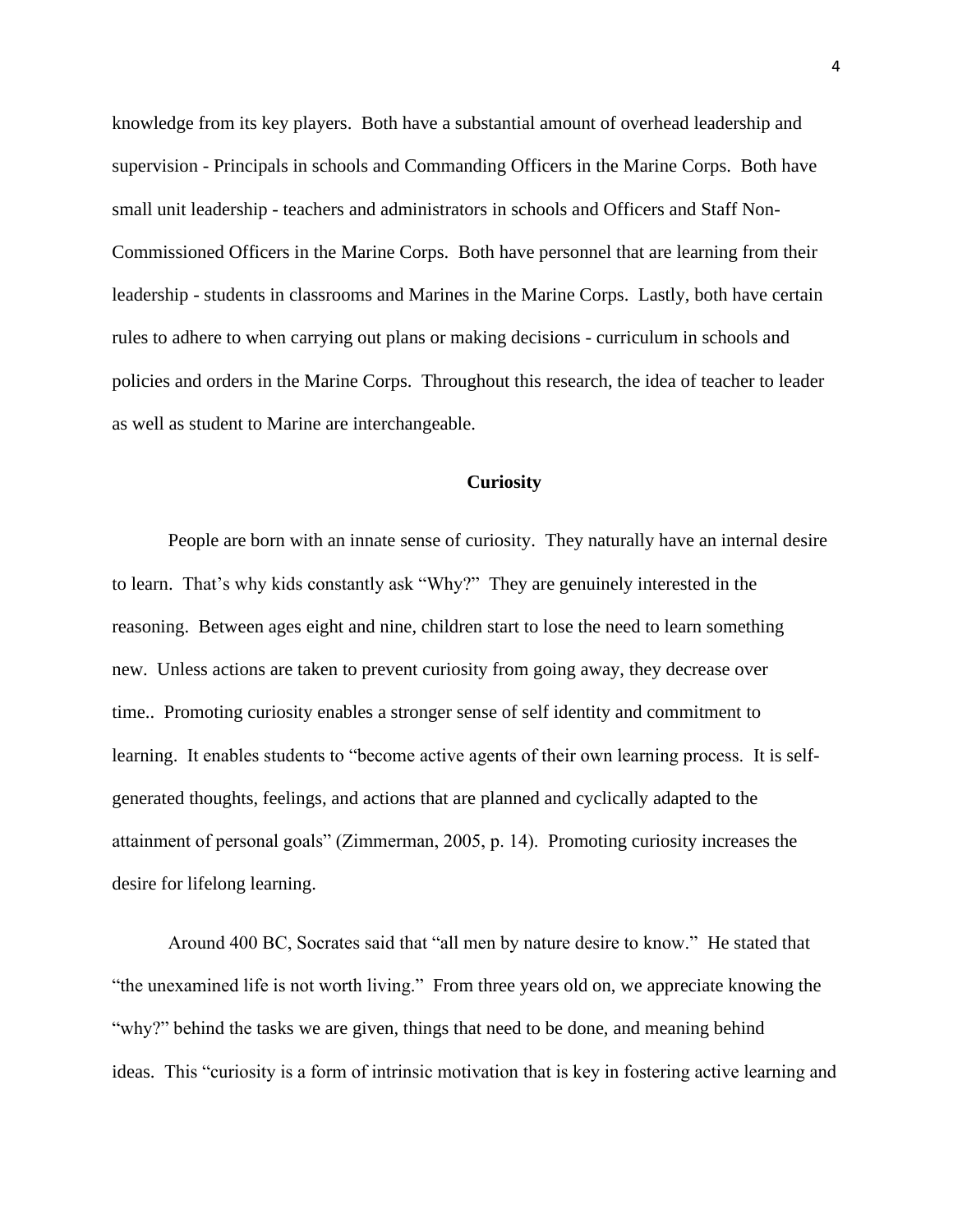knowledge from its key players. Both have a substantial amount of overhead leadership and supervision - Principals in schools and Commanding Officers in the Marine Corps. Both have small unit leadership - teachers and administrators in schools and Officers and Staff Non-Commissioned Officers in the Marine Corps. Both have personnel that are learning from their leadership - students in classrooms and Marines in the Marine Corps. Lastly, both have certain rules to adhere to when carrying out plans or making decisions - curriculum in schools and policies and orders in the Marine Corps. Throughout this research, the idea of teacher to leader as well as student to Marine are interchangeable.

## Curiosity

People are born with an innate sense of curiosity. They naturally have an internal desire to learn. That's why kids constantly ask "Why?" They are genuinely interested in the reasoning. Between ages eight and nine, children start to lose the need to learn something new. Unless actions are taken to prevent curiosity from going away, they decrease over time.. Promoting curiosity enables a stronger sense of self identity and commitment to learning. It enables students to "become active agents of their own learning process. It is self-generated thoughts, feelings, and actions that are planned and cyclically adapted to the attainment of personal goals" (Zimmerman, 2005, p. 14). Promoting curiosity increases the desire for lifelong learning.

Around 400 BC, Socrates said that "all men by nature desire to know." He stated that "the unexamined life is not worth living." From three years old on, we appreciate knowing the "why?" behind the tasks we are given, things that need to be done, and meaning behind ideas. This "curiosity is a form of intrinsic motivation that is key in fostering active learning and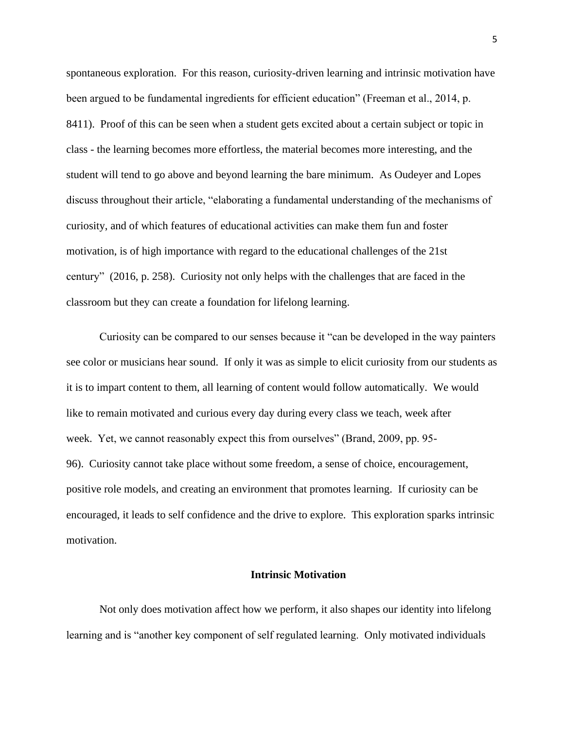spontaneous exploration. For this reason, curiosity-driven learning and intrinsic motivation have been argued to be fundamental ingredients for efficient education" (Freeman et al., 2014, p. 8411). Proof of this can be seen when a student gets excited about a certain subject or topic in class - the learning becomes more effortless, the material becomes more interesting, and the student will tend to go above and beyond learning the bare minimum. As Oudeyer and Lopes discuss throughout their article, "elaborating a fundamental understanding of the mechanisms of curiosity, and of which features of educational activities can make them fun and foster motivation, is of high importance with regard to the educational challenges of the 21st century" (2016, p. 258). Curiosity not only helps with the challenges that are faced in the classroom but they can create a foundation for lifelong learning.

Curiosity can be compared to our senses because it "can be developed in the way painters see color or musicians hear sound. If only it was as simple to elicit curiosity from our students as it is to impart content to them, all learning of content would follow automatically. We would like to remain motivated and curious every day during every class we teach, week after week. Yet, we cannot reasonably expect this from ourselves" (Brand, 2009, pp. 95-96). Curiosity cannot take place without some freedom, a sense of choice, encouragement, positive role models, and creating an environment that promotes learning. If curiosity can be encouraged, it leads to self confidence and the drive to explore. This exploration sparks intrinsic motivation.

## Intrinsic Motivation

Not only does motivation affect how we perform, it also shapes our identity into lifelong learning and is "another key component of self regulated learning. Only motivated individuals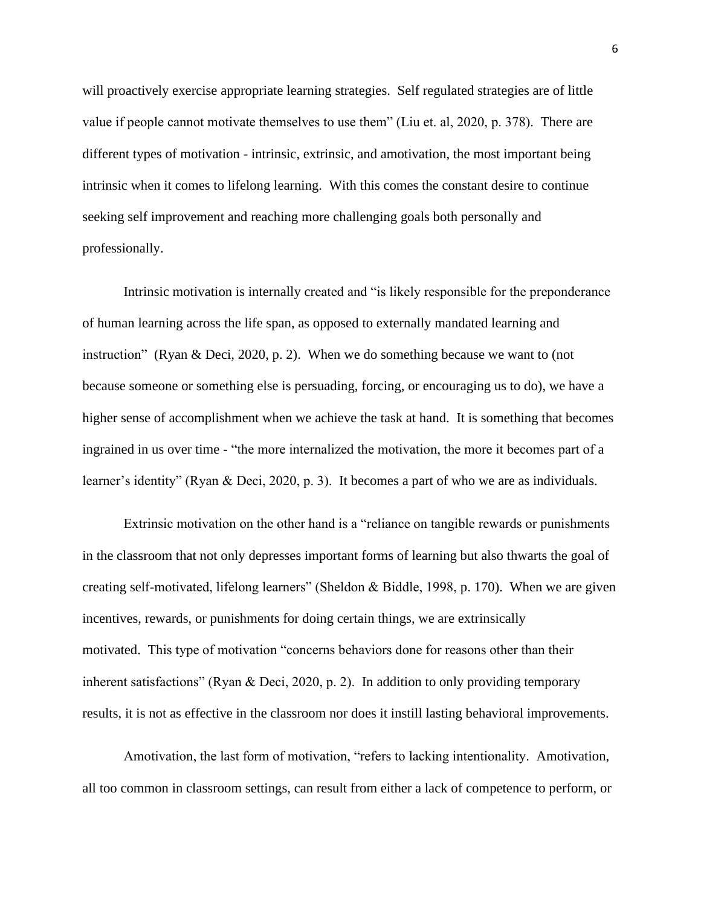will proactively exercise appropriate learning strategies. Self regulated strategies are of little value if people cannot motivate themselves to use them" (Liu et. al, 2020, p. 378). There are different types of motivation - intrinsic, extrinsic, and amotivation, the most important being intrinsic when it comes to lifelong learning. With this comes the constant desire to continue seeking self improvement and reaching more challenging goals both personally and professionally.

Intrinsic motivation is internally created and "is likely responsible for the preponderance of human learning across the life span, as opposed to externally mandated learning and instruction" (Ryan & Deci, 2020, p. 2). When we do something because we want to (not because someone or something else is persuading, forcing, or encouraging us to do), we have a higher sense of accomplishment when we achieve the task at hand. It is something that becomes ingrained in us over time - "the more internalized the motivation, the more it becomes part of a learner's identity" (Ryan & Deci, 2020, p. 3). It becomes a part of who we are as individuals.

Extrinsic motivation on the other hand is a "reliance on tangible rewards or punishments in the classroom that not only depresses important forms of learning but also thwarts the goal of creating self-motivated, lifelong learners" (Sheldon & Biddle, 1998, p. 170). When we are given incentives, rewards, or punishments for doing certain things, we are extrinsically motivated. This type of motivation "concerns behaviors done for reasons other than their inherent satisfactions" (Ryan & Deci, 2020, p. 2). In addition to only providing temporary results, it is not as effective in the classroom nor does it instill lasting behavioral improvements.

Amotivation, the last form of motivation, "refers to lacking intentionality. Amotivation, all too common in classroom settings, can result from either a lack of competence to perform, or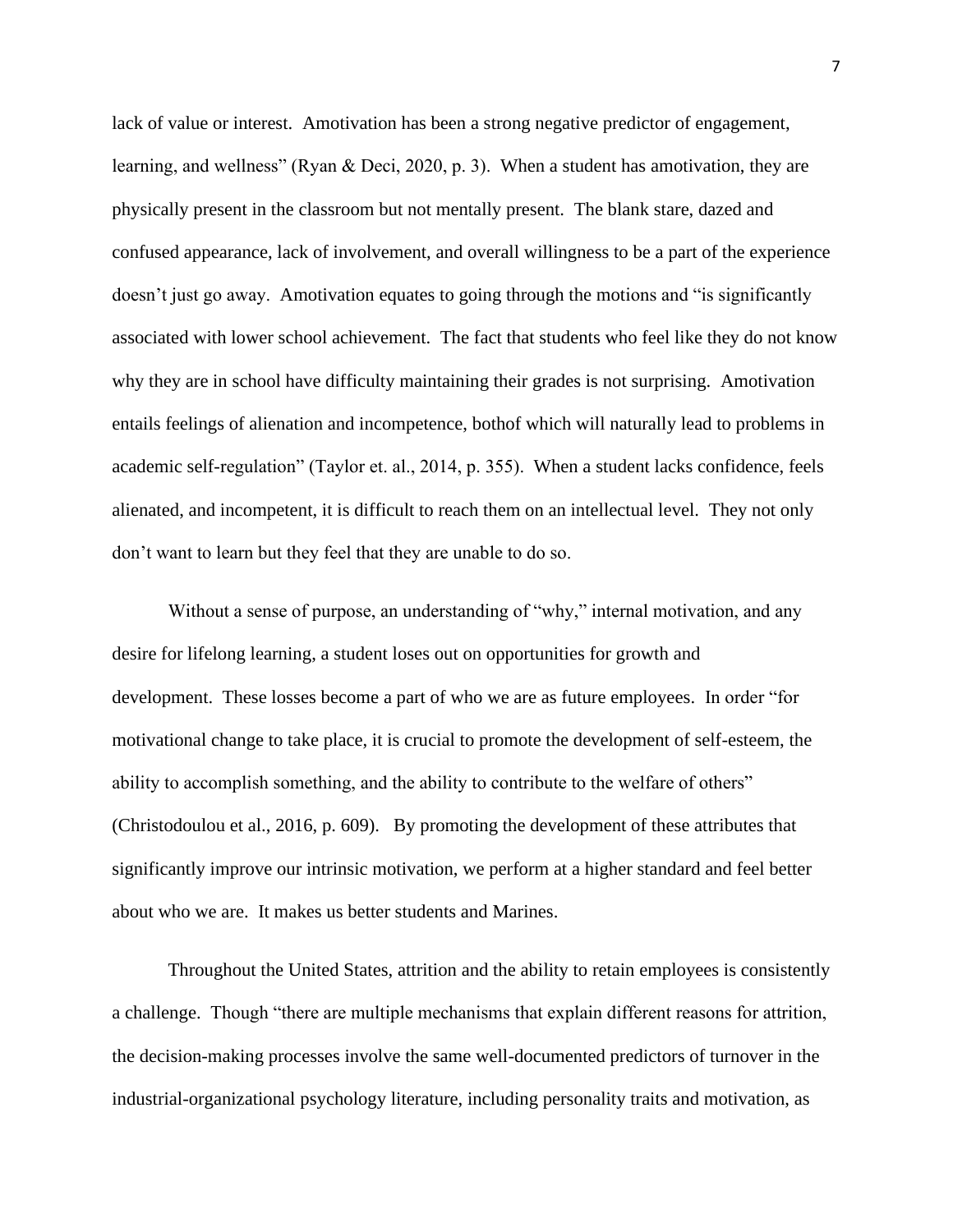lack of value or interest. Amotivation has been a strong negative predictor of engagement, learning, and wellness" (Ryan & Deci, 2020, p. 3). When a student has amotivation, they are physically present in the classroom but not mentally present. The blank stare, dazed and confused appearance, lack of involvement, and overall willingness to be a part of the experience doesn't just go away. Amotivation equates to going through the motions and "is significantly associated with lower school achievement. The fact that students who feel like they do not know why they are in school have difficulty maintaining their grades is not surprising. Amotivation entails feelings of alienation and incompetence, bothof which will naturally lead to problems in academic self-regulation" (Taylor et. al., 2014, p. 355). When a student lacks confidence, feels alienated, and incompetent, it is difficult to reach them on an intellectual level. They not only don't want to learn but they feel that they are unable to do so.

Without a sense of purpose, an understanding of "why," internal motivation, and any desire for lifelong learning, a student loses out on opportunities for growth and development. These losses become a part of who we are as future employees. In order "for motivational change to take place, it is crucial to promote the development of self-esteem, the ability to accomplish something, and the ability to contribute to the welfare of others" (Christodoulou et al., 2016, p. 609). By promoting the development of these attributes that significantly improve our intrinsic motivation, we perform at a higher standard and feel better about who we are. It makes us better students and Marines.

Throughout the United States, attrition and the ability to retain employees is consistently a challenge. Though "there are multiple mechanisms that explain different reasons for attrition, the decision-making processes involve the same well-documented predictors of turnover in the industrial-organizational psychology literature, including personality traits and motivation, as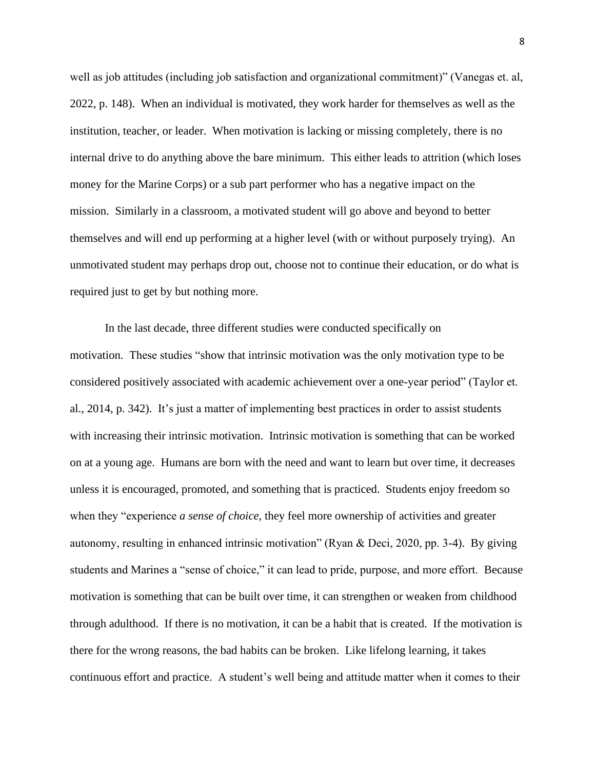well as job attitudes (including job satisfaction and organizational commitment)" (Vanegas et. al, 2022, p. 148). When an individual is motivated, they work harder for themselves as well as the institution, teacher, or leader. When motivation is lacking or missing completely, there is no internal drive to do anything above the bare minimum. This either leads to attrition (which loses money for the Marine Corps) or a sub part performer who has a negative impact on the mission. Similarly in a classroom, a motivated student will go above and beyond to better themselves and will end up performing at a higher level (with or without purposely trying). An unmotivated student may perhaps drop out, choose not to continue their education, or do what is required just to get by but nothing more.

In the last decade, three different studies were conducted specifically on motivation. These studies "show that intrinsic motivation was the only motivation type to be considered positively associated with academic achievement over a one-year period" (Taylor et. al., 2014, p. 342). It's just a matter of implementing best practices in order to assist students with increasing their intrinsic motivation. Intrinsic motivation is something that can be worked on at a young age. Humans are born with the need and want to learn but over time, it decreases unless it is encouraged, promoted, and something that is practiced. Students enjoy freedom so when they "experience *a sense of choice,* they feel more ownership of activities and greater autonomy, resulting in enhanced intrinsic motivation" (Ryan & Deci, 2020, pp. 3-4). By giving students and Marines a "sense of choice," it can lead to pride, purpose, and more effort. Because motivation is something that can be built over time, it can strengthen or weaken from childhood through adulthood. If there is no motivation, it can be a habit that is created. If the motivation is there for the wrong reasons, the bad habits can be broken. Like lifelong learning, it takes continuous effort and practice. A student's well being and attitude matter when it comes to their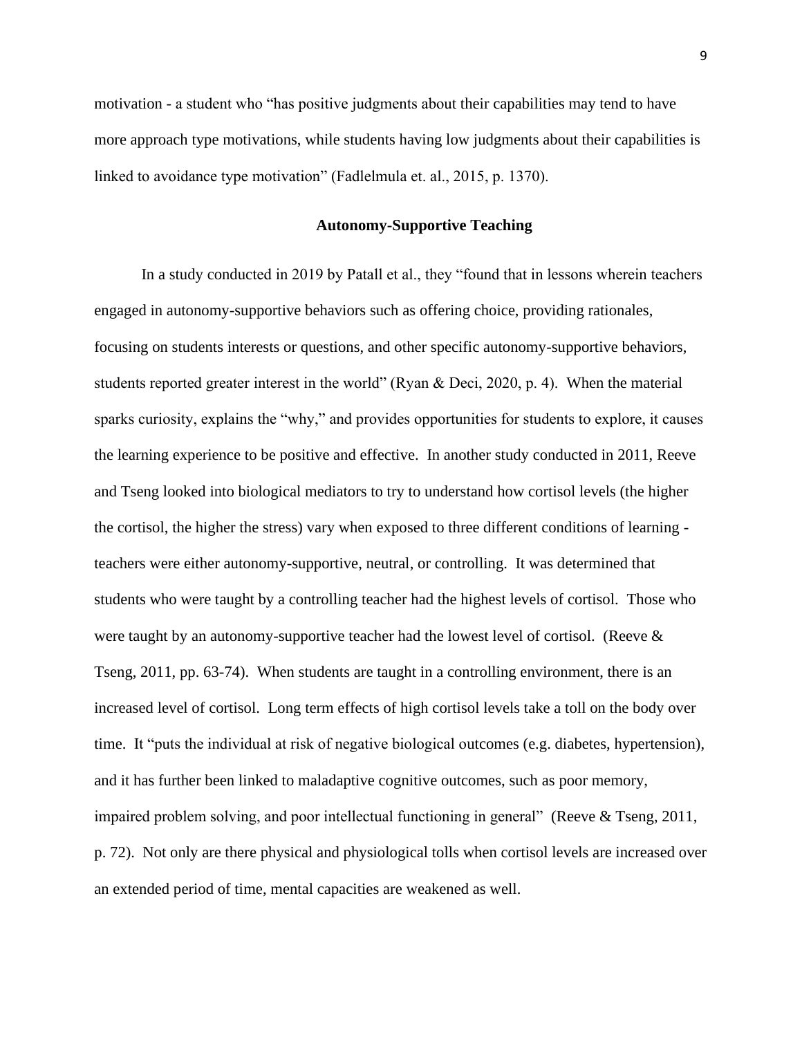motivation - a student who "has positive judgments about their capabilities may tend to have more approach type motivations, while students having low judgments about their capabilities is linked to avoidance type motivation" (Fadlelmula et. al., 2015, p. 1370).

## Autonomy-Supportive Teaching

In a study conducted in 2019 by Patall et al., they "found that in lessons wherein teachers engaged in autonomy-supportive behaviors such as offering choice, providing rationales, focusing on students interests or questions, and other specific autonomy-supportive behaviors, students reported greater interest in the world" (Ryan & Deci, 2020, p. 4). When the material sparks curiosity, explains the "why," and provides opportunities for students to explore, it causes the learning experience to be positive and effective. In another study conducted in 2011, Reeve and Tseng looked into biological mediators to try to understand how cortisol levels (the higher the cortisol, the higher the stress) vary when exposed to three different conditions of learning - teachers were either autonomy-supportive, neutral, or controlling. It was determined that students who were taught by a controlling teacher had the highest levels of cortisol. Those who were taught by an autonomy-supportive teacher had the lowest level of cortisol. (Reeve & Tseng, 2011, pp. 63-74). When students are taught in a controlling environment, there is an increased level of cortisol. Long term effects of high cortisol levels take a toll on the body over time. It "puts the individual at risk of negative biological outcomes (e.g. diabetes, hypertension), and it has further been linked to maladaptive cognitive outcomes, such as poor memory, impaired problem solving, and poor intellectual functioning in general" (Reeve & Tseng, 2011, p. 72). Not only are there physical and physiological tolls when cortisol levels are increased over an extended period of time, mental capacities are weakened as well.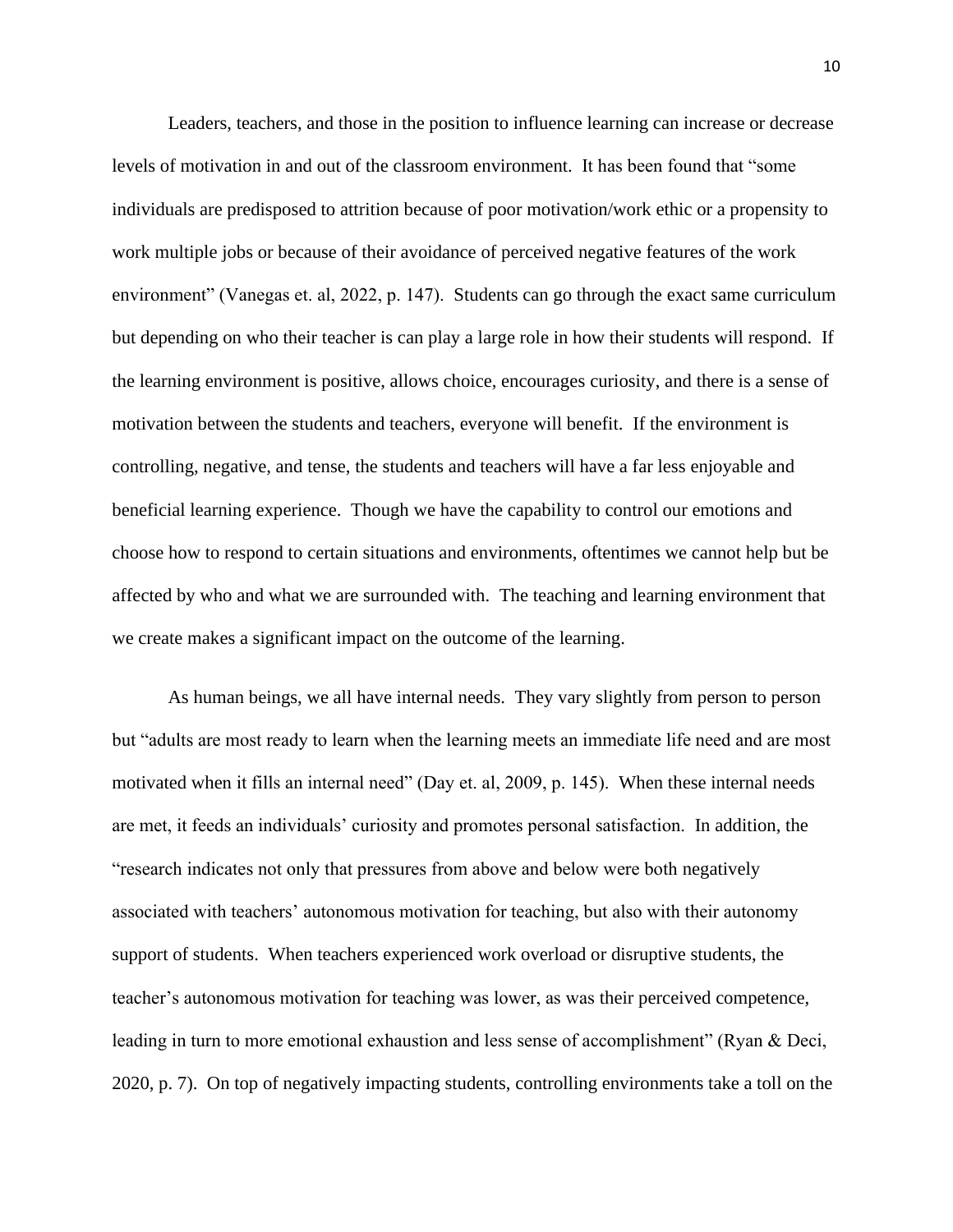Leaders, teachers, and those in the position to influence learning can increase or decrease levels of motivation in and out of the classroom environment. It has been found that "some individuals are predisposed to attrition because of poor motivation/work ethic or a propensity to work multiple jobs or because of their avoidance of perceived negative features of the work environment" (Vanegas et. al, 2022, p. 147). Students can go through the exact same curriculum but depending on who their teacher is can play a large role in how their students will respond. If the learning environment is positive, allows choice, encourages curiosity, and there is a sense of motivation between the students and teachers, everyone will benefit. If the environment is controlling, negative, and tense, the students and teachers will have a far less enjoyable and beneficial learning experience. Though we have the capability to control our emotions and choose how to respond to certain situations and environments, oftentimes we cannot help but be affected by who and what we are surrounded with. The teaching and learning environment that we create makes a significant impact on the outcome of the learning.

As human beings, we all have internal needs. They vary slightly from person to person but "adults are most ready to learn when the learning meets an immediate life need and are most motivated when it fills an internal need" (Day et. al, 2009, p. 145). When these internal needs are met, it feeds an individuals' curiosity and promotes personal satisfaction. In addition, the "research indicates not only that pressures from above and below were both negatively associated with teachers' autonomous motivation for teaching, but also with their autonomy support of students. When teachers experienced work overload or disruptive students, the teacher's autonomous motivation for teaching was lower, as was their perceived competence, leading in turn to more emotional exhaustion and less sense of accomplishment" (Ryan & Deci, 2020, p. 7). On top of negatively impacting students, controlling environments take a toll on the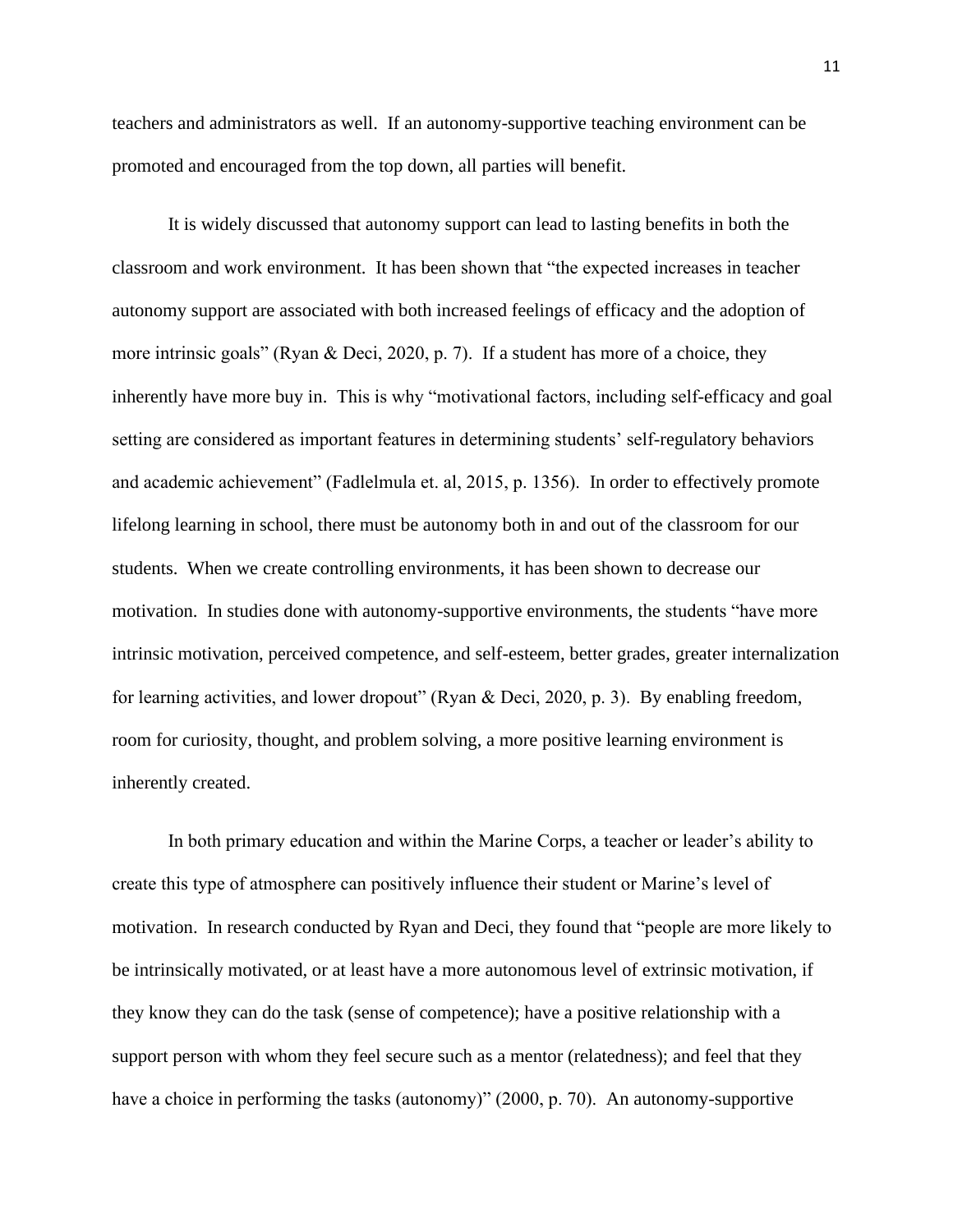teachers and administrators as well. If an autonomy-supportive teaching environment can be promoted and encouraged from the top down, all parties will benefit.

It is widely discussed that autonomy support can lead to lasting benefits in both the classroom and work environment. It has been shown that "the expected increases in teacher autonomy support are associated with both increased feelings of efficacy and the adoption of more intrinsic goals" (Ryan & Deci, 2020, p. 7). If a student has more of a choice, they inherently have more buy in. This is why "motivational factors, including self-efficacy and goal setting are considered as important features in determining students' self-regulatory behaviors and academic achievement" (Fadlelmula et. al, 2015, p. 1356). In order to effectively promote lifelong learning in school, there must be autonomy both in and out of the classroom for our students. When we create controlling environments, it has been shown to decrease our motivation. In studies done with autonomy-supportive environments, the students "have more intrinsic motivation, perceived competence, and self-esteem, better grades, greater internalization for learning activities, and lower dropout" (Ryan & Deci, 2020, p. 3). By enabling freedom, room for curiosity, thought, and problem solving, a more positive learning environment is inherently created.

In both primary education and within the Marine Corps, a teacher or leader's ability to create this type of atmosphere can positively influence their student or Marine's level of motivation. In research conducted by Ryan and Deci, they found that "people are more likely to be intrinsically motivated, or at least have a more autonomous level of extrinsic motivation, if they know they can do the task (sense of competence); have a positive relationship with a support person with whom they feel secure such as a mentor (relatedness); and feel that they have a choice in performing the tasks (autonomy)" (2000, p. 70). An autonomy-supportive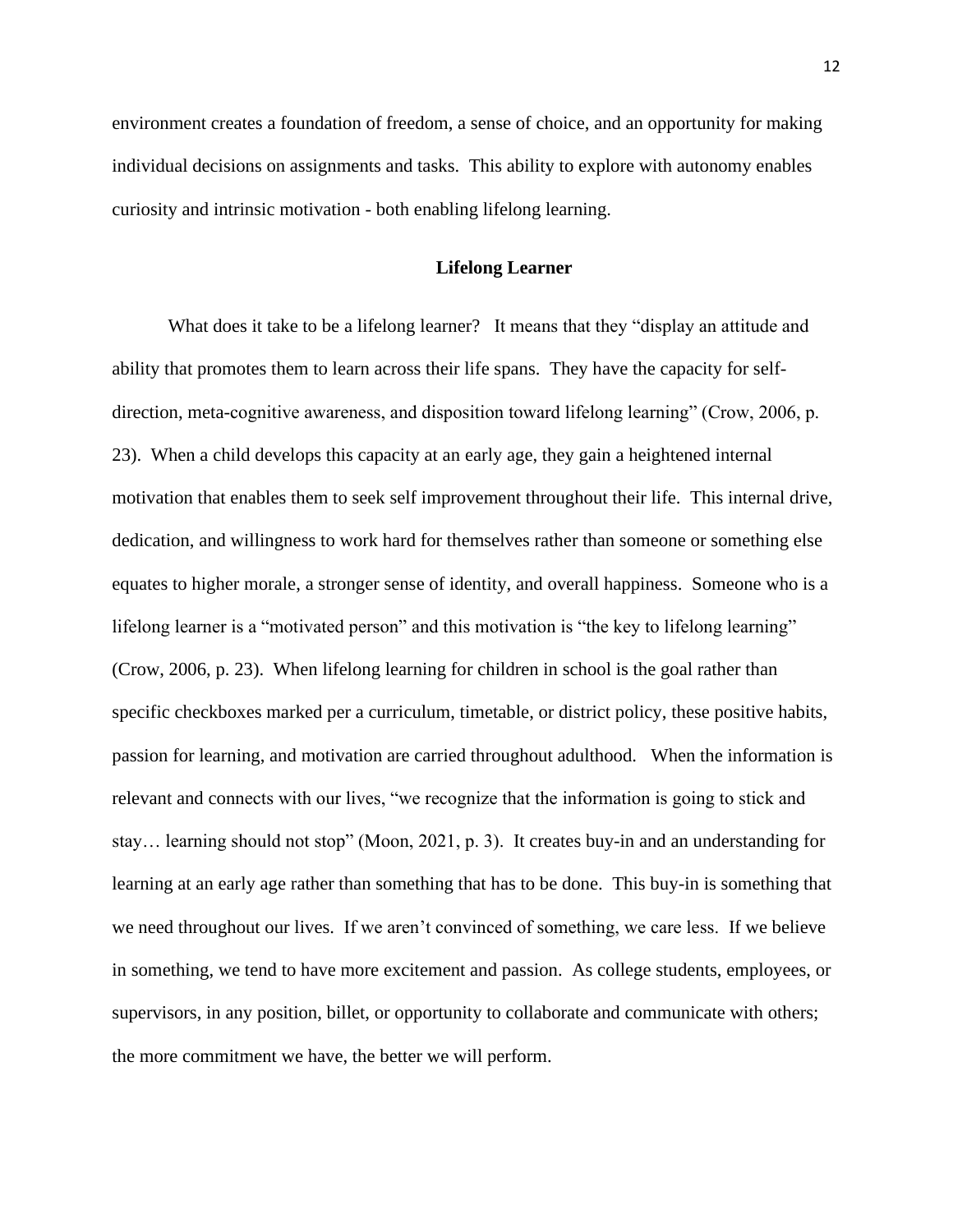environment creates a foundation of freedom, a sense of choice, and an opportunity for making individual decisions on assignments and tasks. This ability to explore with autonomy enables curiosity and intrinsic motivation - both enabling lifelong learning.

## Lifelong Learner

What does it take to be a lifelong learner? It means that they "display an attitude and ability that promotes them to learn across their life spans. They have the capacity for self-direction, meta-cognitive awareness, and disposition toward lifelong learning" (Crow, 2006, p. 23). When a child develops this capacity at an early age, they gain a heightened internal motivation that enables them to seek self improvement throughout their life. This internal drive, dedication, and willingness to work hard for themselves rather than someone or something else equates to higher morale, a stronger sense of identity, and overall happiness. Someone who is a lifelong learner is a "motivated person" and this motivation is "the key to lifelong learning" (Crow, 2006, p. 23). When lifelong learning for children in school is the goal rather than specific checkboxes marked per a curriculum, timetable, or district policy, these positive habits, passion for learning, and motivation are carried throughout adulthood. When the information is relevant and connects with our lives, "we recognize that the information is going to stick and stay… learning should not stop" (Moon, 2021, p. 3). It creates buy-in and an understanding for learning at an early age rather than something that has to be done. This buy-in is something that we need throughout our lives. If we aren't convinced of something, we care less. If we believe in something, we tend to have more excitement and passion. As college students, employees, or supervisors, in any position, billet, or opportunity to collaborate and communicate with others; the more commitment we have, the better we will perform.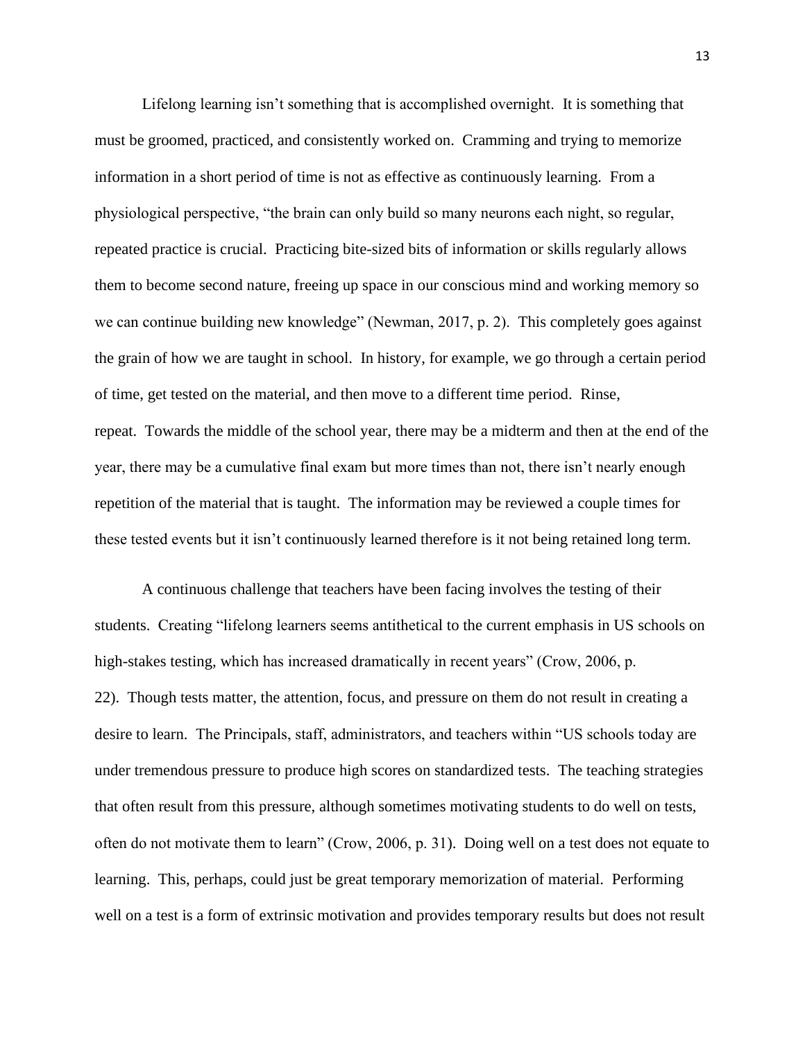Lifelong learning isn't something that is accomplished overnight. It is something that must be groomed, practiced, and consistently worked on. Cramming and trying to memorize information in a short period of time is not as effective as continuously learning. From a physiological perspective, "the brain can only build so many neurons each night, so regular, repeated practice is crucial. Practicing bite-sized bits of information or skills regularly allows them to become second nature, freeing up space in our conscious mind and working memory so we can continue building new knowledge" (Newman, 2017, p. 2). This completely goes against the grain of how we are taught in school. In history, for example, we go through a certain period of time, get tested on the material, and then move to a different time period. Rinse, repeat. Towards the middle of the school year, there may be a midterm and then at the end of the year, there may be a cumulative final exam but more times than not, there isn't nearly enough repetition of the material that is taught. The information may be reviewed a couple times for these tested events but it isn't continuously learned therefore is it not being retained long term.

A continuous challenge that teachers have been facing involves the testing of their students. Creating "lifelong learners seems antithetical to the current emphasis in US schools on high-stakes testing, which has increased dramatically in recent years" (Crow, 2006, p. 22). Though tests matter, the attention, focus, and pressure on them do not result in creating a desire to learn. The Principals, staff, administrators, and teachers within "US schools today are under tremendous pressure to produce high scores on standardized tests. The teaching strategies that often result from this pressure, although sometimes motivating students to do well on tests, often do not motivate them to learn" (Crow, 2006, p. 31). Doing well on a test does not equate to learning. This, perhaps, could just be great temporary memorization of material. Performing well on a test is a form of extrinsic motivation and provides temporary results but does not result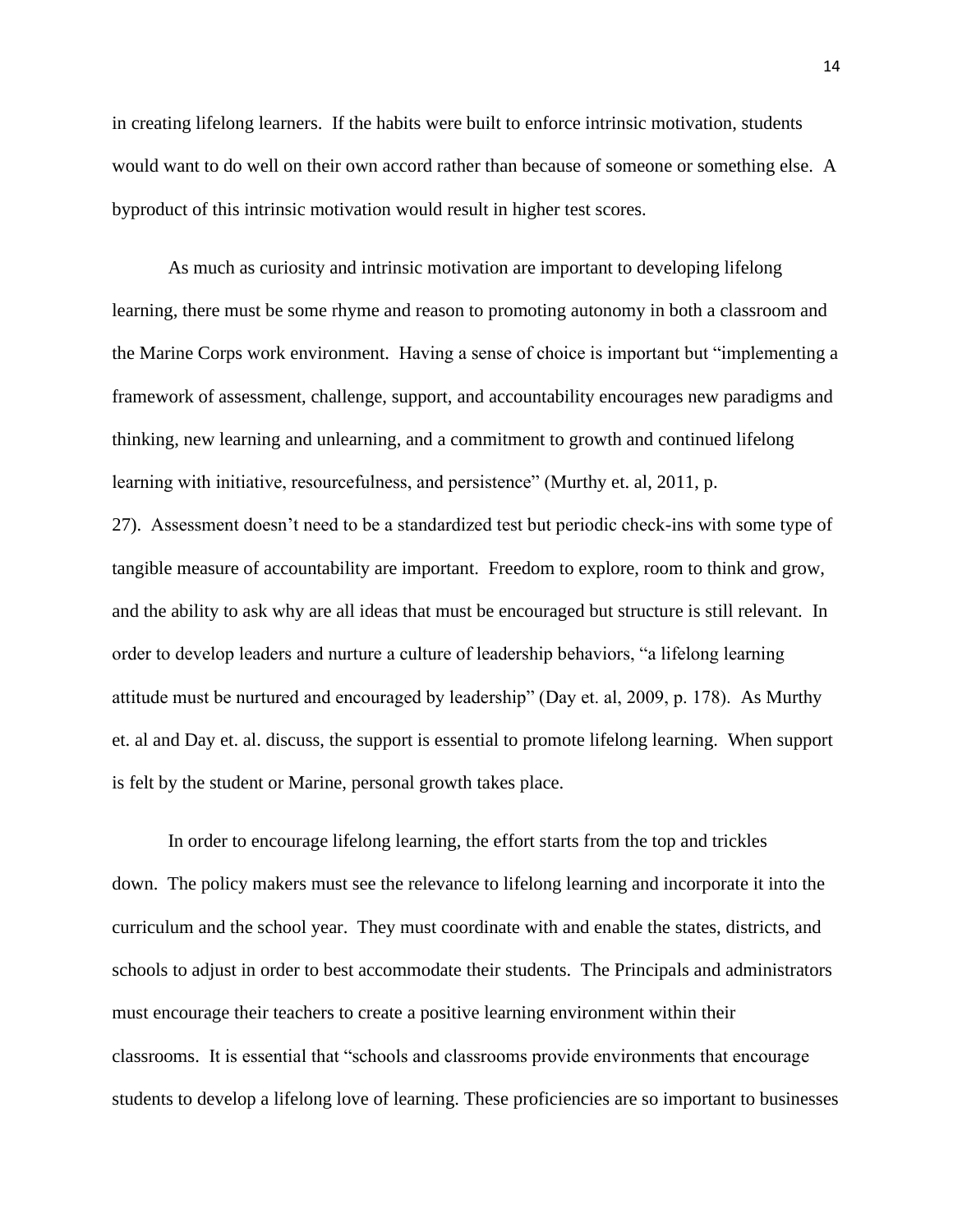in creating lifelong learners. If the habits were built to enforce intrinsic motivation, students would want to do well on their own accord rather than because of someone or something else. A byproduct of this intrinsic motivation would result in higher test scores.

As much as curiosity and intrinsic motivation are important to developing lifelong learning, there must be some rhyme and reason to promoting autonomy in both a classroom and the Marine Corps work environment. Having a sense of choice is important but "implementing a framework of assessment, challenge, support, and accountability encourages new paradigms and thinking, new learning and unlearning, and a commitment to growth and continued lifelong learning with initiative, resourcefulness, and persistence" (Murthy et. al, 2011, p. 27). Assessment doesn't need to be a standardized test but periodic check-ins with some type of tangible measure of accountability are important. Freedom to explore, room to think and grow, and the ability to ask why are all ideas that must be encouraged but structure is still relevant. In order to develop leaders and nurture a culture of leadership behaviors, "a lifelong learning attitude must be nurtured and encouraged by leadership" (Day et. al, 2009, p. 178). As Murthy et. al and Day et. al. discuss, the support is essential to promote lifelong learning. When support is felt by the student or Marine, personal growth takes place.

In order to encourage lifelong learning, the effort starts from the top and trickles down. The policy makers must see the relevance to lifelong learning and incorporate it into the curriculum and the school year. They must coordinate with and enable the states, districts, and schools to adjust in order to best accommodate their students. The Principals and administrators must encourage their teachers to create a positive learning environment within their classrooms. It is essential that "schools and classrooms provide environments that encourage students to develop a lifelong love of learning. These proficiencies are so important to businesses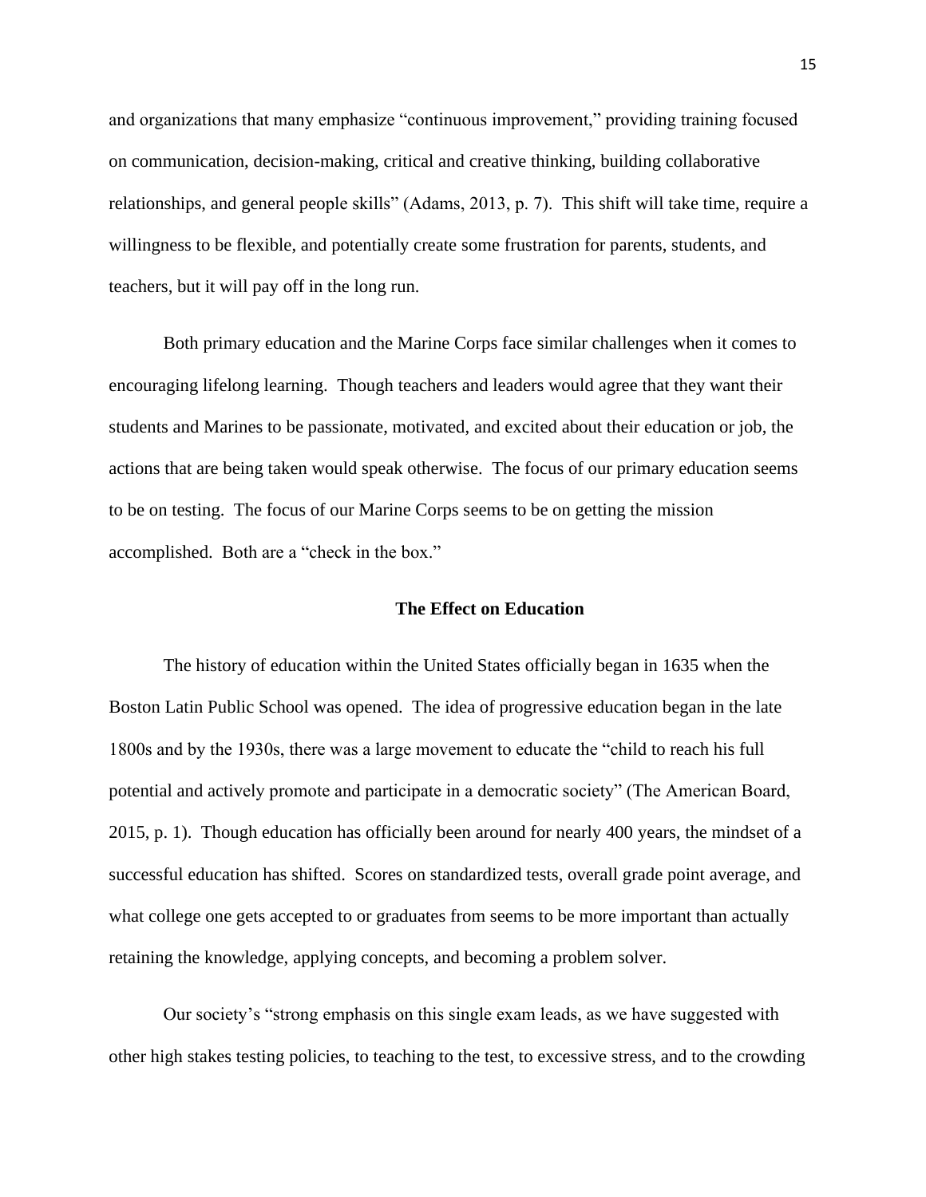and organizations that many emphasize "continuous improvement," providing training focused on communication, decision-making, critical and creative thinking, building collaborative relationships, and general people skills" (Adams, 2013, p. 7). This shift will take time, require a willingness to be flexible, and potentially create some frustration for parents, students, and teachers, but it will pay off in the long run.

Both primary education and the Marine Corps face similar challenges when it comes to encouraging lifelong learning. Though teachers and leaders would agree that they want their students and Marines to be passionate, motivated, and excited about their education or job, the actions that are being taken would speak otherwise. The focus of our primary education seems to be on testing. The focus of our Marine Corps seems to be on getting the mission accomplished. Both are a "check in the box."

## The Effect on Education

The history of education within the United States officially began in 1635 when the Boston Latin Public School was opened. The idea of progressive education began in the late 1800s and by the 1930s, there was a large movement to educate the "child to reach his full potential and actively promote and participate in a democratic society" (The American Board, 2015, p. 1). Though education has officially been around for nearly 400 years, the mindset of a successful education has shifted. Scores on standardized tests, overall grade point average, and what college one gets accepted to or graduates from seems to be more important than actually retaining the knowledge, applying concepts, and becoming a problem solver.

Our society's "strong emphasis on this single exam leads, as we have suggested with other high stakes testing policies, to teaching to the test, to excessive stress, and to the crowding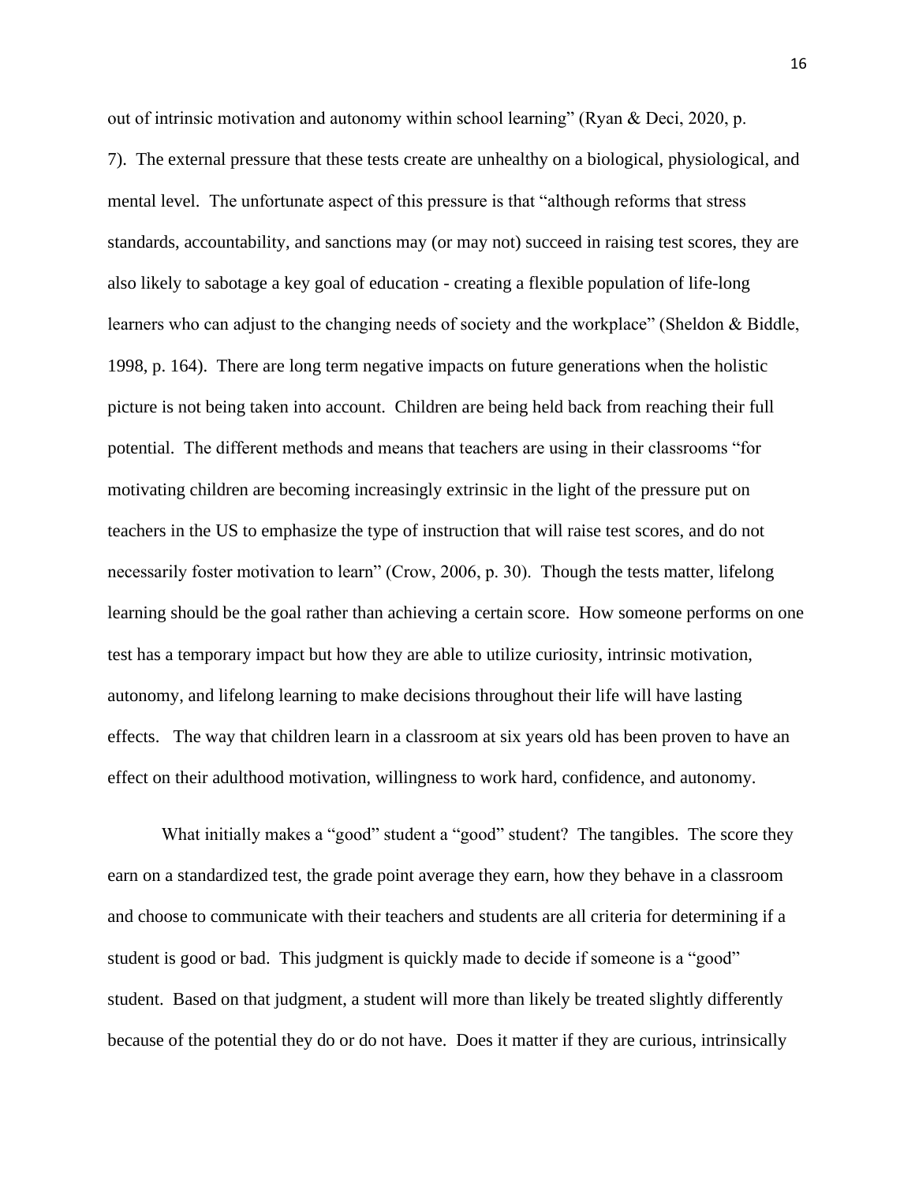out of intrinsic motivation and autonomy within school learning" (Ryan & Deci, 2020, p. 7). The external pressure that these tests create are unhealthy on a biological, physiological, and mental level. The unfortunate aspect of this pressure is that "although reforms that stress standards, accountability, and sanctions may (or may not) succeed in raising test scores, they are also likely to sabotage a key goal of education - creating a flexible population of life-long learners who can adjust to the changing needs of society and the workplace" (Sheldon & Biddle, 1998, p. 164). There are long term negative impacts on future generations when the holistic picture is not being taken into account. Children are being held back from reaching their full potential. The different methods and means that teachers are using in their classrooms "for motivating children are becoming increasingly extrinsic in the light of the pressure put on teachers in the US to emphasize the type of instruction that will raise test scores, and do not necessarily foster motivation to learn" (Crow, 2006, p. 30). Though the tests matter, lifelong learning should be the goal rather than achieving a certain score. How someone performs on one test has a temporary impact but how they are able to utilize curiosity, intrinsic motivation, autonomy, and lifelong learning to make decisions throughout their life will have lasting effects. The way that children learn in a classroom at six years old has been proven to have an effect on their adulthood motivation, willingness to work hard, confidence, and autonomy.

What initially makes a "good" student a "good" student? The tangibles. The score they earn on a standardized test, the grade point average they earn, how they behave in a classroom and choose to communicate with their teachers and students are all criteria for determining if a student is good or bad. This judgment is quickly made to decide if someone is a "good" student. Based on that judgment, a student will more than likely be treated slightly differently because of the potential they do or do not have. Does it matter if they are curious, intrinsically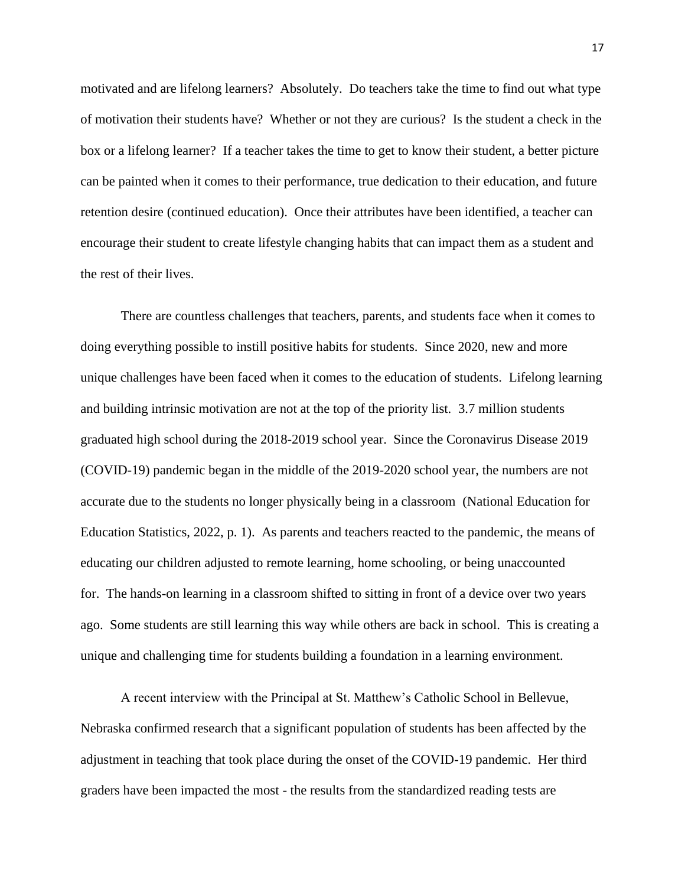motivated and are lifelong learners? Absolutely. Do teachers take the time to find out what type of motivation their students have? Whether or not they are curious? Is the student a check in the box or a lifelong learner? If a teacher takes the time to get to know their student, a better picture can be painted when it comes to their performance, true dedication to their education, and future retention desire (continued education). Once their attributes have been identified, a teacher can encourage their student to create lifestyle changing habits that can impact them as a student and the rest of their lives.

There are countless challenges that teachers, parents, and students face when it comes to doing everything possible to instill positive habits for students. Since 2020, new and more unique challenges have been faced when it comes to the education of students. Lifelong learning and building intrinsic motivation are not at the top of the priority list. 3.7 million students graduated high school during the 2018-2019 school year. Since the Coronavirus Disease 2019 (COVID-19) pandemic began in the middle of the 2019-2020 school year, the numbers are not accurate due to the students no longer physically being in a classroom (National Education for Education Statistics, 2022, p. 1). As parents and teachers reacted to the pandemic, the means of educating our children adjusted to remote learning, home schooling, or being unaccounted for. The hands-on learning in a classroom shifted to sitting in front of a device over two years ago. Some students are still learning this way while others are back in school. This is creating a unique and challenging time for students building a foundation in a learning environment.

A recent interview with the Principal at St. Matthew's Catholic School in Bellevue, Nebraska confirmed research that a significant population of students has been affected by the adjustment in teaching that took place during the onset of the COVID-19 pandemic. Her third graders have been impacted the most - the results from the standardized reading tests are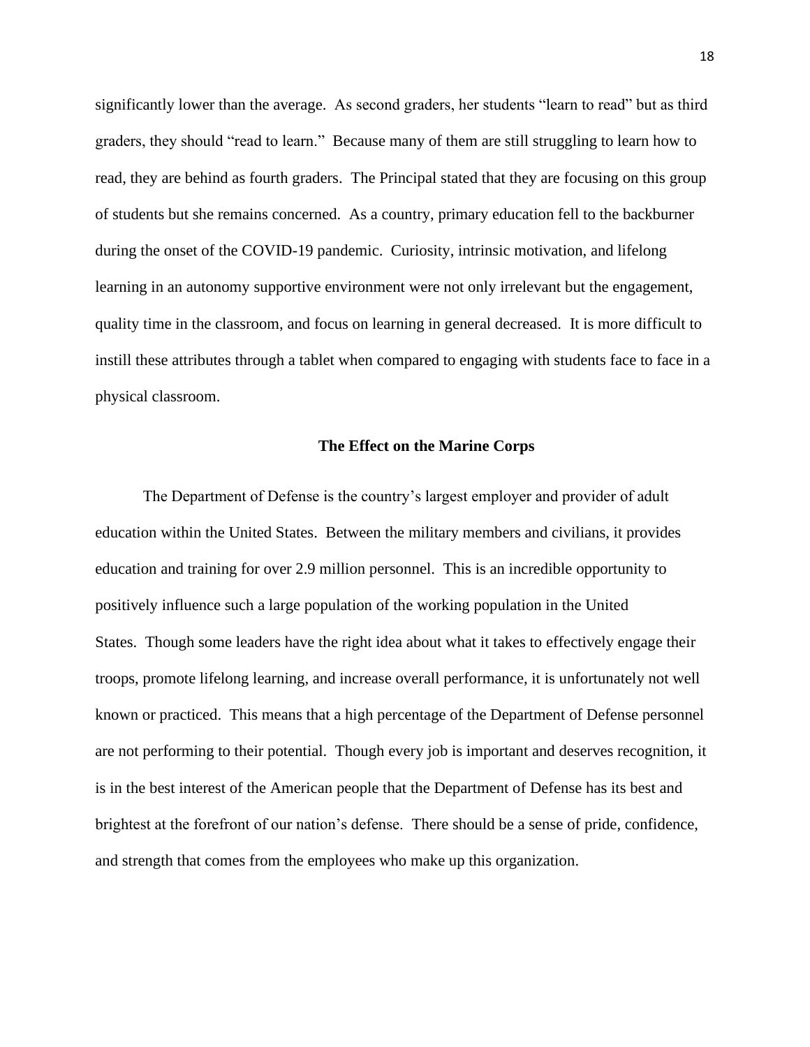significantly lower than the average. As second graders, her students "learn to read" but as third graders, they should "read to learn." Because many of them are still struggling to learn how to read, they are behind as fourth graders. The Principal stated that they are focusing on this group of students but she remains concerned. As a country, primary education fell to the backburner during the onset of the COVID-19 pandemic. Curiosity, intrinsic motivation, and lifelong learning in an autonomy supportive environment were not only irrelevant but the engagement, quality time in the classroom, and focus on learning in general decreased. It is more difficult to instill these attributes through a tablet when compared to engaging with students face to face in a physical classroom.

## The Effect on the Marine Corps

The Department of Defense is the country's largest employer and provider of adult education within the United States. Between the military members and civilians, it provides education and training for over 2.9 million personnel. This is an incredible opportunity to positively influence such a large population of the working population in the United States. Though some leaders have the right idea about what it takes to effectively engage their troops, promote lifelong learning, and increase overall performance, it is unfortunately not well known or practiced. This means that a high percentage of the Department of Defense personnel are not performing to their potential. Though every job is important and deserves recognition, it is in the best interest of the American people that the Department of Defense has its best and brightest at the forefront of our nation's defense. There should be a sense of pride, confidence, and strength that comes from the employees who make up this organization.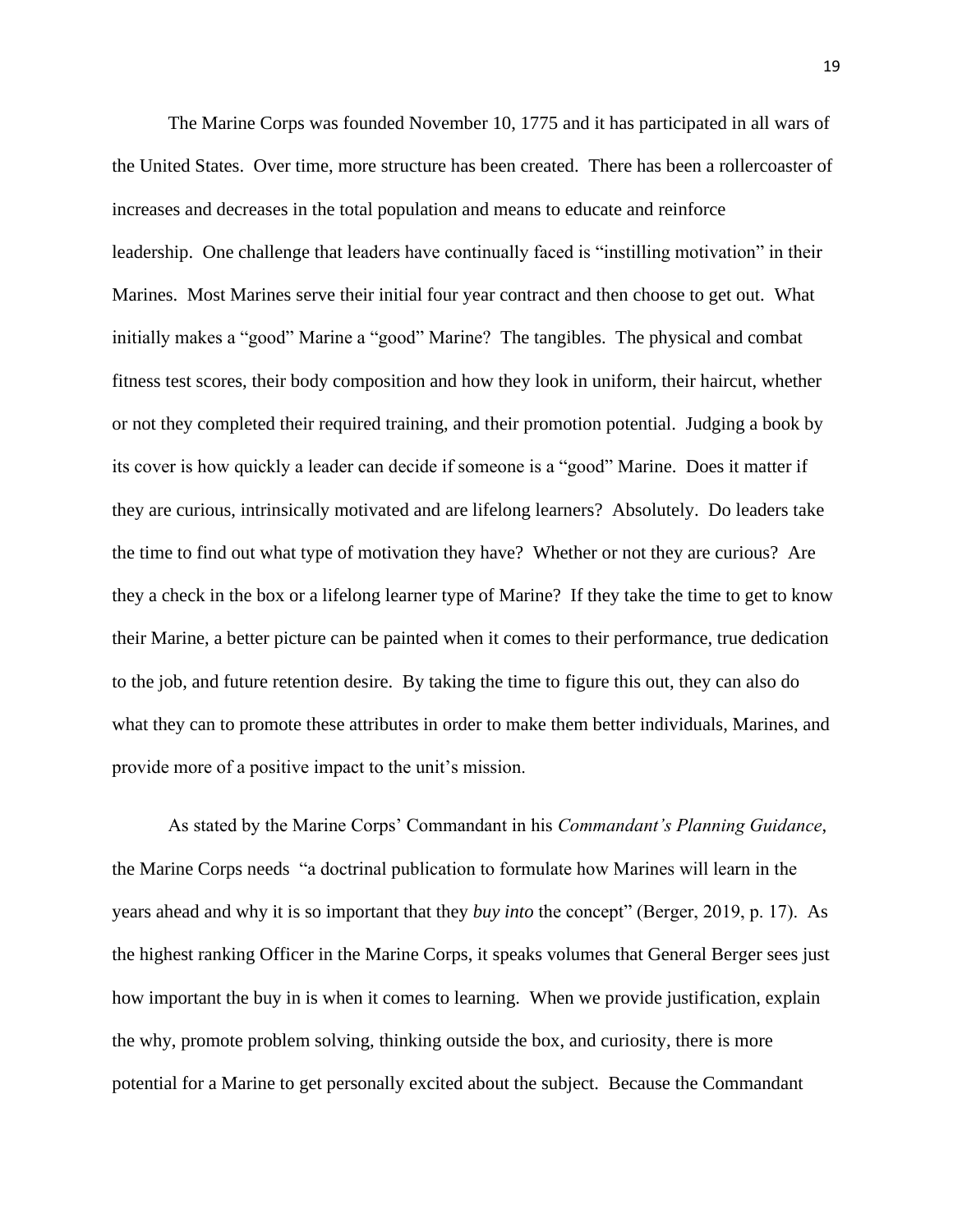The Marine Corps was founded November 10, 1775 and it has participated in all wars of the United States. Over time, more structure has been created. There has been a rollercoaster of increases and decreases in the total population and means to educate and reinforce leadership. One challenge that leaders have continually faced is "instilling motivation" in their Marines. Most Marines serve their initial four year contract and then choose to get out. What initially makes a "good" Marine a "good" Marine? The tangibles. The physical and combat fitness test scores, their body composition and how they look in uniform, their haircut, whether or not they completed their required training, and their promotion potential. Judging a book by its cover is how quickly a leader can decide if someone is a "good" Marine. Does it matter if they are curious, intrinsically motivated and are lifelong learners? Absolutely. Do leaders take the time to find out what type of motivation they have? Whether or not they are curious? Are they a check in the box or a lifelong learner type of Marine? If they take the time to get to know their Marine, a better picture can be painted when it comes to their performance, true dedication to the job, and future retention desire. By taking the time to figure this out, they can also do what they can to promote these attributes in order to make them better individuals, Marines, and provide more of a positive impact to the unit's mission.

As stated by the Marine Corps' Commandant in his *Commandant's Planning Guidance*, the Marine Corps needs "a doctrinal publication to formulate how Marines will learn in the years ahead and why it is so important that they *buy into* the concept" (Berger, 2019, p. 17). As the highest ranking Officer in the Marine Corps, it speaks volumes that General Berger sees just how important the buy in is when it comes to learning. When we provide justification, explain the why, promote problem solving, thinking outside the box, and curiosity, there is more potential for a Marine to get personally excited about the subject. Because the Commandant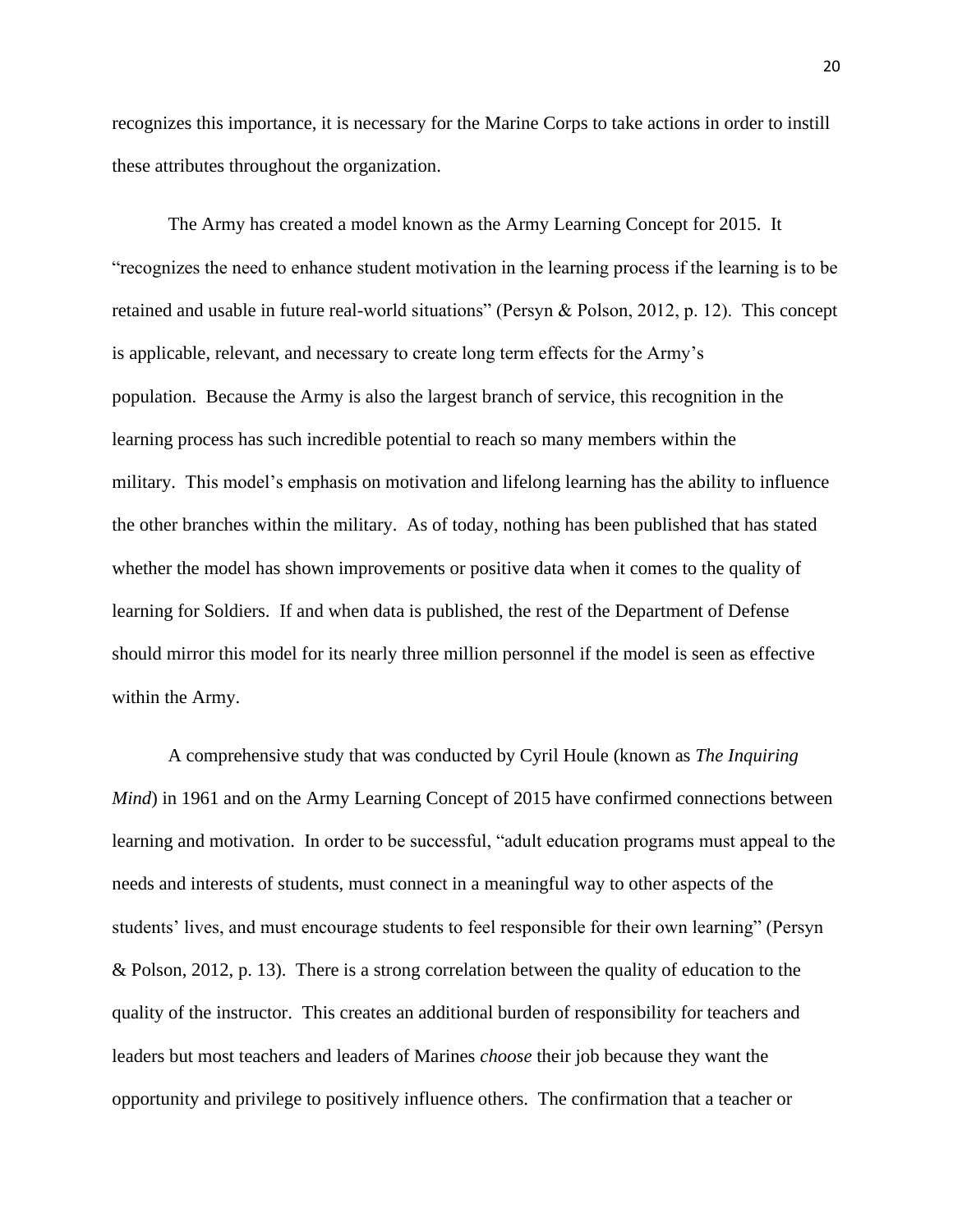recognizes this importance, it is necessary for the Marine Corps to take actions in order to instill these attributes throughout the organization.

The Army has created a model known as the Army Learning Concept for 2015. It "recognizes the need to enhance student motivation in the learning process if the learning is to be retained and usable in future real-world situations" (Persyn & Polson, 2012, p. 12). This concept is applicable, relevant, and necessary to create long term effects for the Army's population. Because the Army is also the largest branch of service, this recognition in the learning process has such incredible potential to reach so many members within the military. This model's emphasis on motivation and lifelong learning has the ability to influence the other branches within the military. As of today, nothing has been published that has stated whether the model has shown improvements or positive data when it comes to the quality of learning for Soldiers. If and when data is published, the rest of the Department of Defense should mirror this model for its nearly three million personnel if the model is seen as effective within the Army.

A comprehensive study that was conducted by Cyril Houle (known as *The Inquiring Mind*) in 1961 and on the Army Learning Concept of 2015 have confirmed connections between learning and motivation. In order to be successful, "adult education programs must appeal to the needs and interests of students, must connect in a meaningful way to other aspects of the students' lives, and must encourage students to feel responsible for their own learning" (Persyn & Polson, 2012, p. 13). There is a strong correlation between the quality of education to the quality of the instructor. This creates an additional burden of responsibility for teachers and leaders but most teachers and leaders of Marines *choose* their job because they want the opportunity and privilege to positively influence others. The confirmation that a teacher or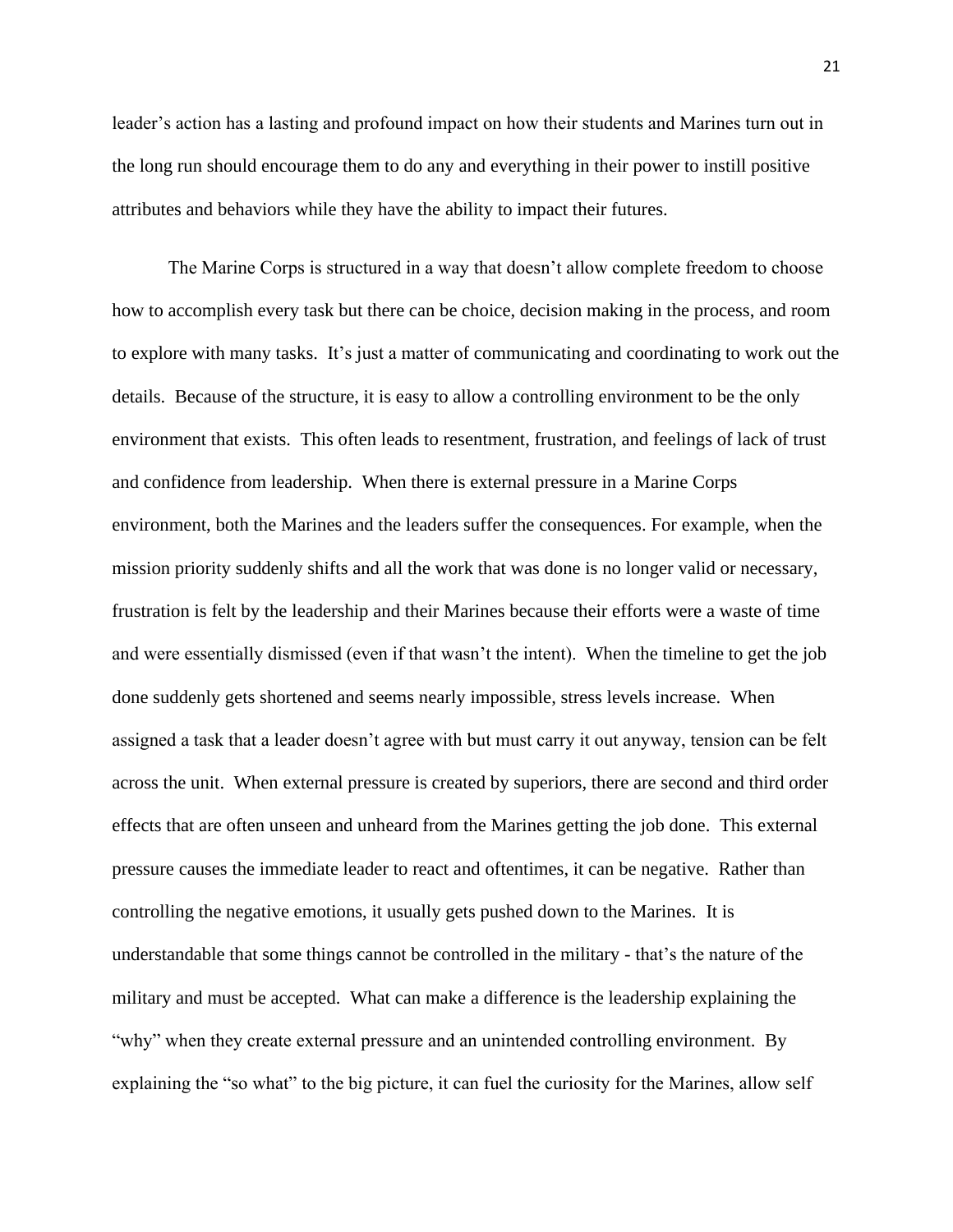leader's action has a lasting and profound impact on how their students and Marines turn out in the long run should encourage them to do any and everything in their power to instill positive attributes and behaviors while they have the ability to impact their futures.

The Marine Corps is structured in a way that doesn't allow complete freedom to choose how to accomplish every task but there can be choice, decision making in the process, and room to explore with many tasks. It's just a matter of communicating and coordinating to work out the details. Because of the structure, it is easy to allow a controlling environment to be the only environment that exists. This often leads to resentment, frustration, and feelings of lack of trust and confidence from leadership. When there is external pressure in a Marine Corps environment, both the Marines and the leaders suffer the consequences. For example, when the mission priority suddenly shifts and all the work that was done is no longer valid or necessary, frustration is felt by the leadership and their Marines because their efforts were a waste of time and were essentially dismissed (even if that wasn't the intent). When the timeline to get the job done suddenly gets shortened and seems nearly impossible, stress levels increase. When assigned a task that a leader doesn't agree with but must carry it out anyway, tension can be felt across the unit. When external pressure is created by superiors, there are second and third order effects that are often unseen and unheard from the Marines getting the job done. This external pressure causes the immediate leader to react and oftentimes, it can be negative. Rather than controlling the negative emotions, it usually gets pushed down to the Marines. It is understandable that some things cannot be controlled in the military - that's the nature of the military and must be accepted. What can make a difference is the leadership explaining the "why" when they create external pressure and an unintended controlling environment. By explaining the "so what" to the big picture, it can fuel the curiosity for the Marines, allow self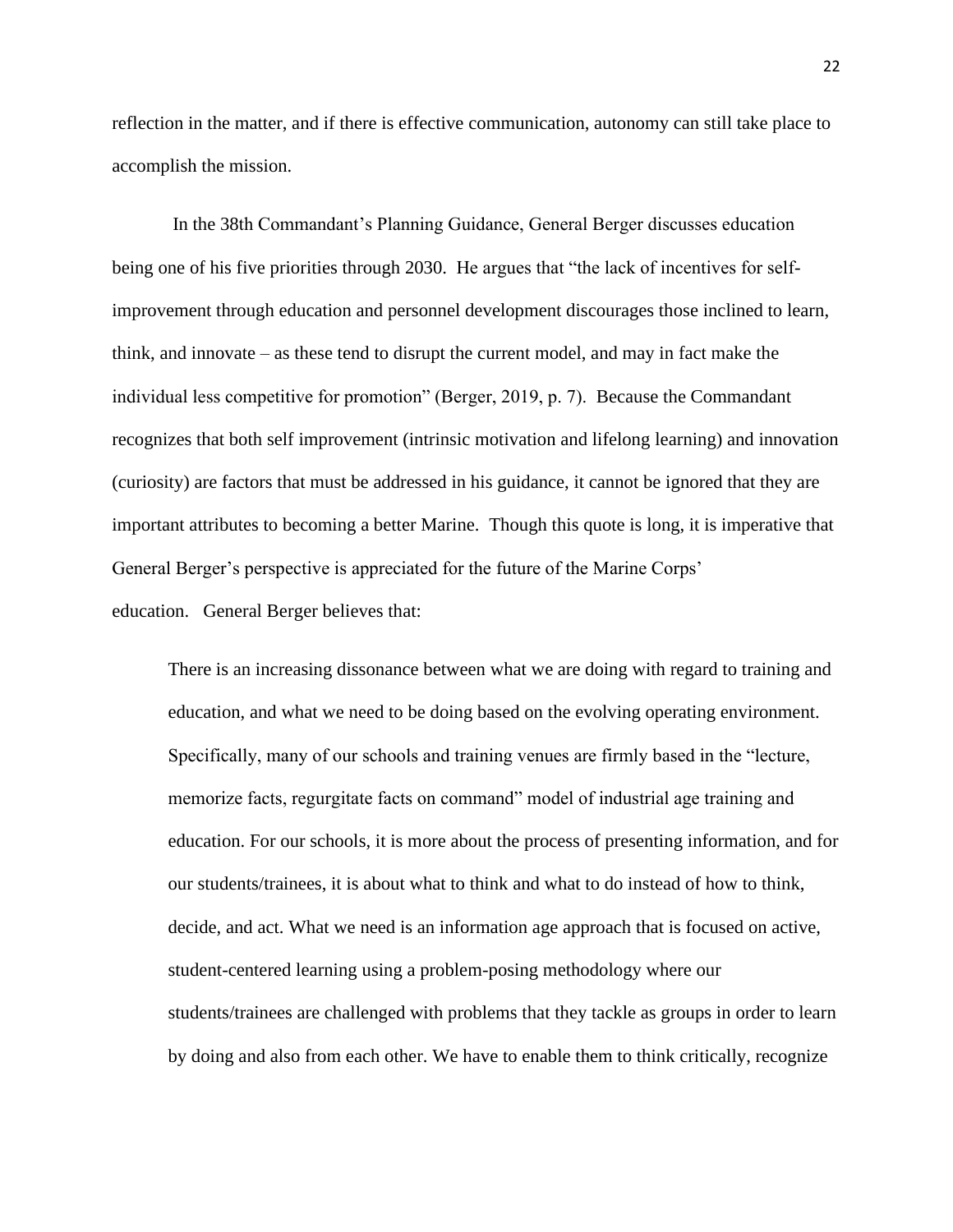reflection in the matter, and if there is effective communication, autonomy can still take place to accomplish the mission.

In the 38th Commandant's Planning Guidance, General Berger discusses education being one of his five priorities through 2030. He argues that "the lack of incentives for self-improvement through education and personnel development discourages those inclined to learn, think, and innovate – as these tend to disrupt the current model, and may in fact make the individual less competitive for promotion" (Berger, 2019, p. 7). Because the Commandant recognizes that both self improvement (intrinsic motivation and lifelong learning) and innovation (curiosity) are factors that must be addressed in his guidance, it cannot be ignored that they are important attributes to becoming a better Marine. Though this quote is long, it is imperative that General Berger's perspective is appreciated for the future of the Marine Corps' education. General Berger believes that:

> There is an increasing dissonance between what we are doing with regard to training and education, and what we need to be doing based on the evolving operating environment. Specifically, many of our schools and training venues are firmly based in the "lecture, memorize facts, regurgitate facts on command" model of industrial age training and education. For our schools, it is more about the process of presenting information, and for our students/trainees, it is about what to think and what to do instead of how to think, decide, and act. What we need is an information age approach that is focused on active, student-centered learning using a problem-posing methodology where our students/trainees are challenged with problems that they tackle as groups in order to learn by doing and also from each other. We have to enable them to think critically, recognize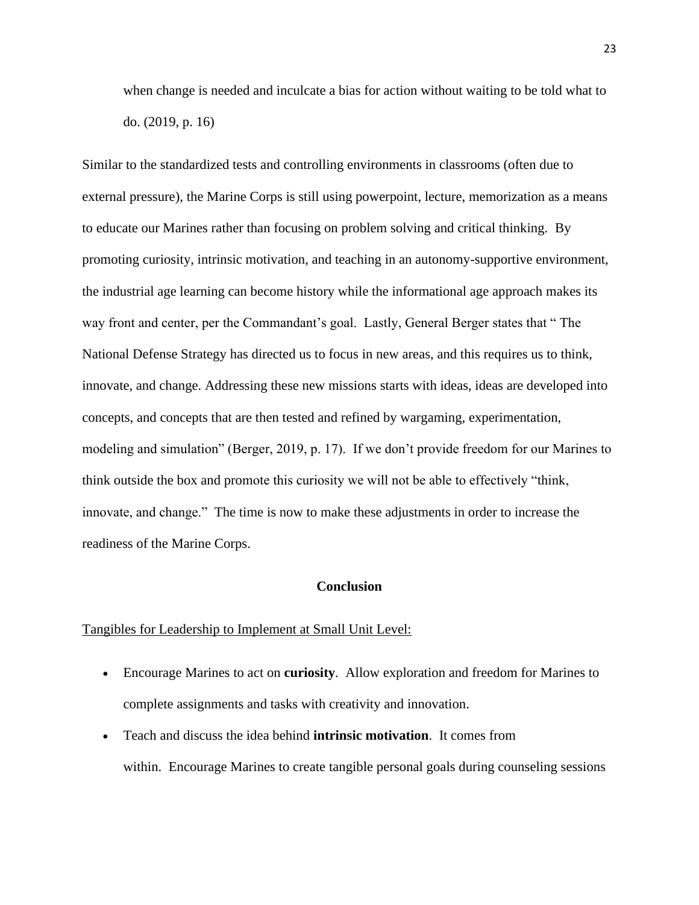> when change is needed and inculcate a bias for action without waiting to be told what to do. (2019, p. 16)

Similar to the standardized tests and controlling environments in classrooms (often due to external pressure), the Marine Corps is still using powerpoint, lecture, memorization as a means to educate our Marines rather than focusing on problem solving and critical thinking. By promoting curiosity, intrinsic motivation, and teaching in an autonomy-supportive environment, the industrial age learning can become history while the informational age approach makes its way front and center, per the Commandant's goal. Lastly, General Berger states that " The National Defense Strategy has directed us to focus in new areas, and this requires us to think, innovate, and change. Addressing these new missions starts with ideas, ideas are developed into concepts, and concepts that are then tested and refined by wargaming, experimentation, modeling and simulation" (Berger, 2019, p. 17). If we don't provide freedom for our Marines to think outside the box and promote this curiosity we will not be able to effectively "think, innovate, and change." The time is now to make these adjustments in order to increase the readiness of the Marine Corps.

## Conclusion

<u>Tangibles for Leadership to Implement at Small Unit Level:</u>

- Encourage Marines to act on **curiosity**. Allow exploration and freedom for Marines to complete assignments and tasks with creativity and innovation.
- Teach and discuss the idea behind **intrinsic motivation**. It comes from within. Encourage Marines to create tangible personal goals during counseling sessions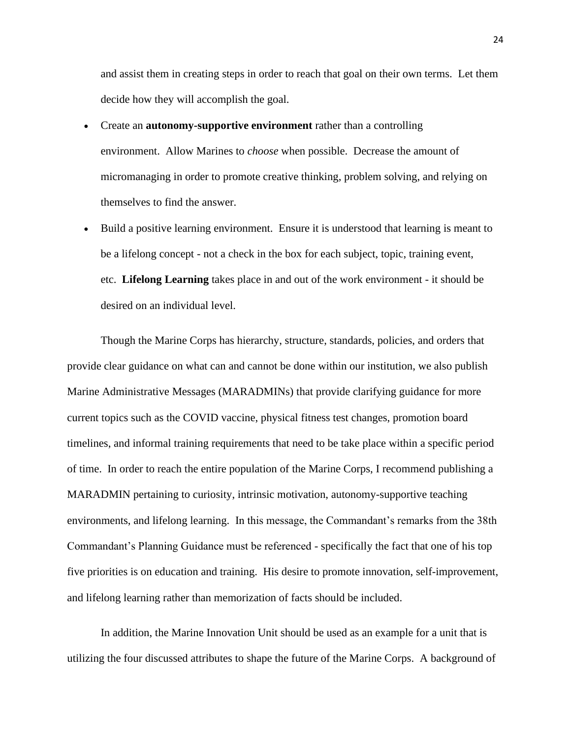and assist them in creating steps in order to reach that goal on their own terms. Let them decide how they will accomplish the goal.

- Create an **autonomy-supportive environment** rather than a controlling environment. Allow Marines to *choose* when possible. Decrease the amount of micromanaging in order to promote creative thinking, problem solving, and relying on themselves to find the answer.
- Build a positive learning environment. Ensure it is understood that learning is meant to be a lifelong concept - not a check in the box for each subject, topic, training event, etc. **Lifelong Learning** takes place in and out of the work environment - it should be desired on an individual level.

Though the Marine Corps has hierarchy, structure, standards, policies, and orders that provide clear guidance on what can and cannot be done within our institution, we also publish Marine Administrative Messages (MARADMINs) that provide clarifying guidance for more current topics such as the COVID vaccine, physical fitness test changes, promotion board timelines, and informal training requirements that need to be take place within a specific period of time. In order to reach the entire population of the Marine Corps, I recommend publishing a MARADMIN pertaining to curiosity, intrinsic motivation, autonomy-supportive teaching environments, and lifelong learning. In this message, the Commandant's remarks from the 38th Commandant's Planning Guidance must be referenced - specifically the fact that one of his top five priorities is on education and training. His desire to promote innovation, self-improvement, and lifelong learning rather than memorization of facts should be included.

In addition, the Marine Innovation Unit should be used as an example for a unit that is utilizing the four discussed attributes to shape the future of the Marine Corps. A background of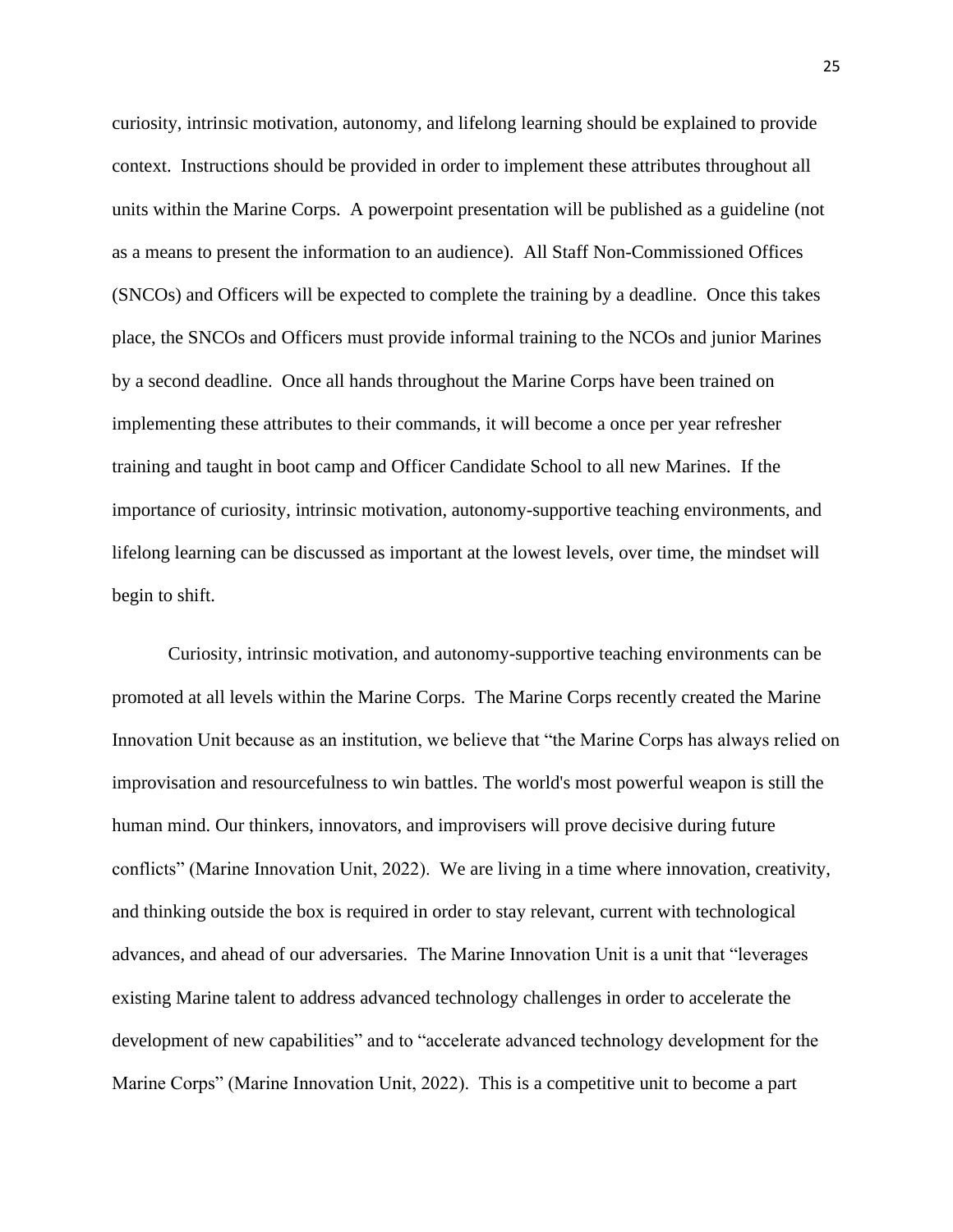curiosity, intrinsic motivation, autonomy, and lifelong learning should be explained to provide context. Instructions should be provided in order to implement these attributes throughout all units within the Marine Corps. A powerpoint presentation will be published as a guideline (not as a means to present the information to an audience). All Staff Non-Commissioned Offices (SNCOs) and Officers will be expected to complete the training by a deadline. Once this takes place, the SNCOs and Officers must provide informal training to the NCOs and junior Marines by a second deadline. Once all hands throughout the Marine Corps have been trained on implementing these attributes to their commands, it will become a once per year refresher training and taught in boot camp and Officer Candidate School to all new Marines. If the importance of curiosity, intrinsic motivation, autonomy-supportive teaching environments, and lifelong learning can be discussed as important at the lowest levels, over time, the mindset will begin to shift.

Curiosity, intrinsic motivation, and autonomy-supportive teaching environments can be promoted at all levels within the Marine Corps. The Marine Corps recently created the Marine Innovation Unit because as an institution, we believe that "the Marine Corps has always relied on improvisation and resourcefulness to win battles. The world's most powerful weapon is still the human mind. Our thinkers, innovators, and improvisers will prove decisive during future conflicts" (Marine Innovation Unit, 2022). We are living in a time where innovation, creativity, and thinking outside the box is required in order to stay relevant, current with technological advances, and ahead of our adversaries. The Marine Innovation Unit is a unit that "leverages existing Marine talent to address advanced technology challenges in order to accelerate the development of new capabilities" and to "accelerate advanced technology development for the Marine Corps" (Marine Innovation Unit, 2022). This is a competitive unit to become a part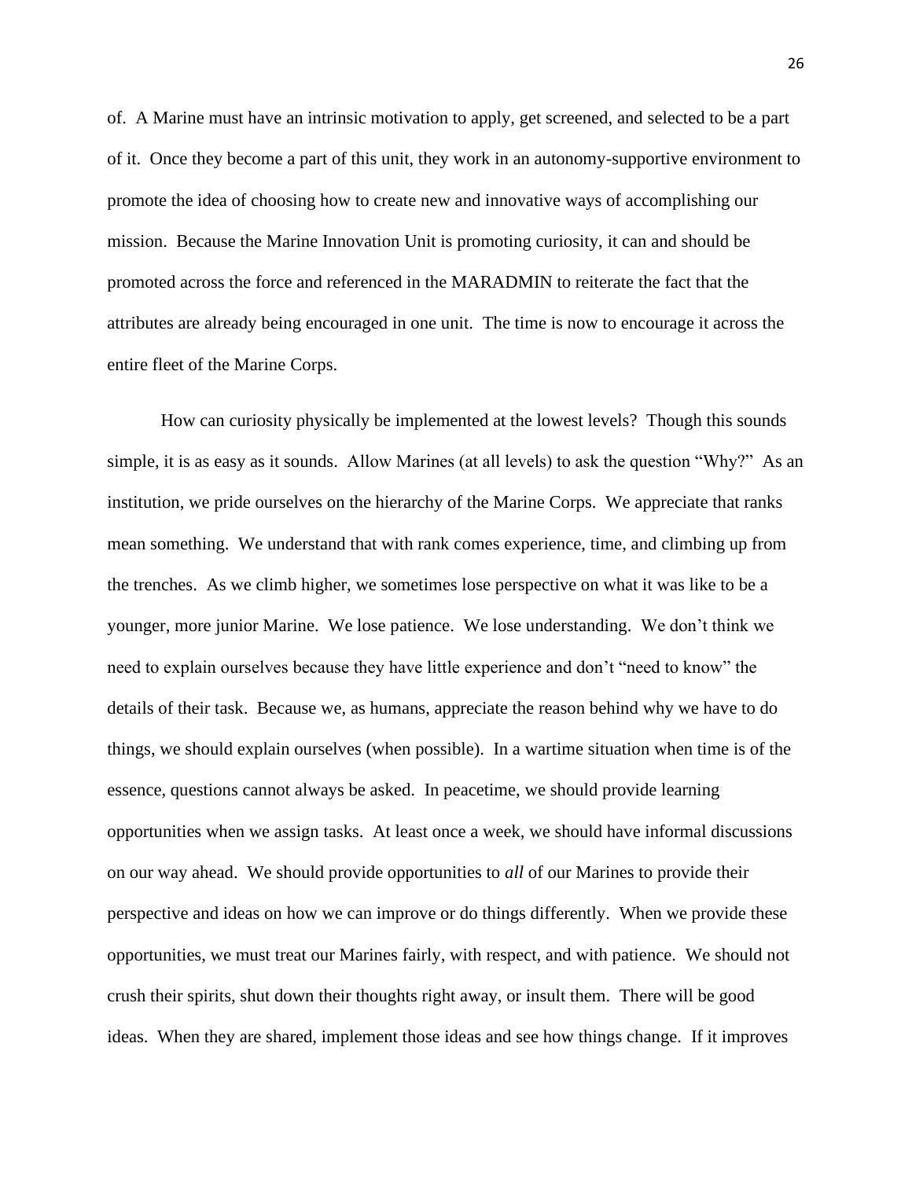of. A Marine must have an intrinsic motivation to apply, get screened, and selected to be a part of it. Once they become a part of this unit, they work in an autonomy-supportive environment to promote the idea of choosing how to create new and innovative ways of accomplishing our mission. Because the Marine Innovation Unit is promoting curiosity, it can and should be promoted across the force and referenced in the MARADMIN to reiterate the fact that the attributes are already being encouraged in one unit. The time is now to encourage it across the entire fleet of the Marine Corps.

How can curiosity physically be implemented at the lowest levels? Though this sounds simple, it is as easy as it sounds. Allow Marines (at all levels) to ask the question "Why?" As an institution, we pride ourselves on the hierarchy of the Marine Corps. We appreciate that ranks mean something. We understand that with rank comes experience, time, and climbing up from the trenches. As we climb higher, we sometimes lose perspective on what it was like to be a younger, more junior Marine. We lose patience. We lose understanding. We don't think we need to explain ourselves because they have little experience and don't "need to know" the details of their task. Because we, as humans, appreciate the reason behind why we have to do things, we should explain ourselves (when possible). In a wartime situation when time is of the essence, questions cannot always be asked. In peacetime, we should provide learning opportunities when we assign tasks. At least once a week, we should have informal discussions on our way ahead. We should provide opportunities to *all* of our Marines to provide their perspective and ideas on how we can improve or do things differently. When we provide these opportunities, we must treat our Marines fairly, with respect, and with patience. We should not crush their spirits, shut down their thoughts right away, or insult them. There will be good ideas. When they are shared, implement those ideas and see how things change. If it improves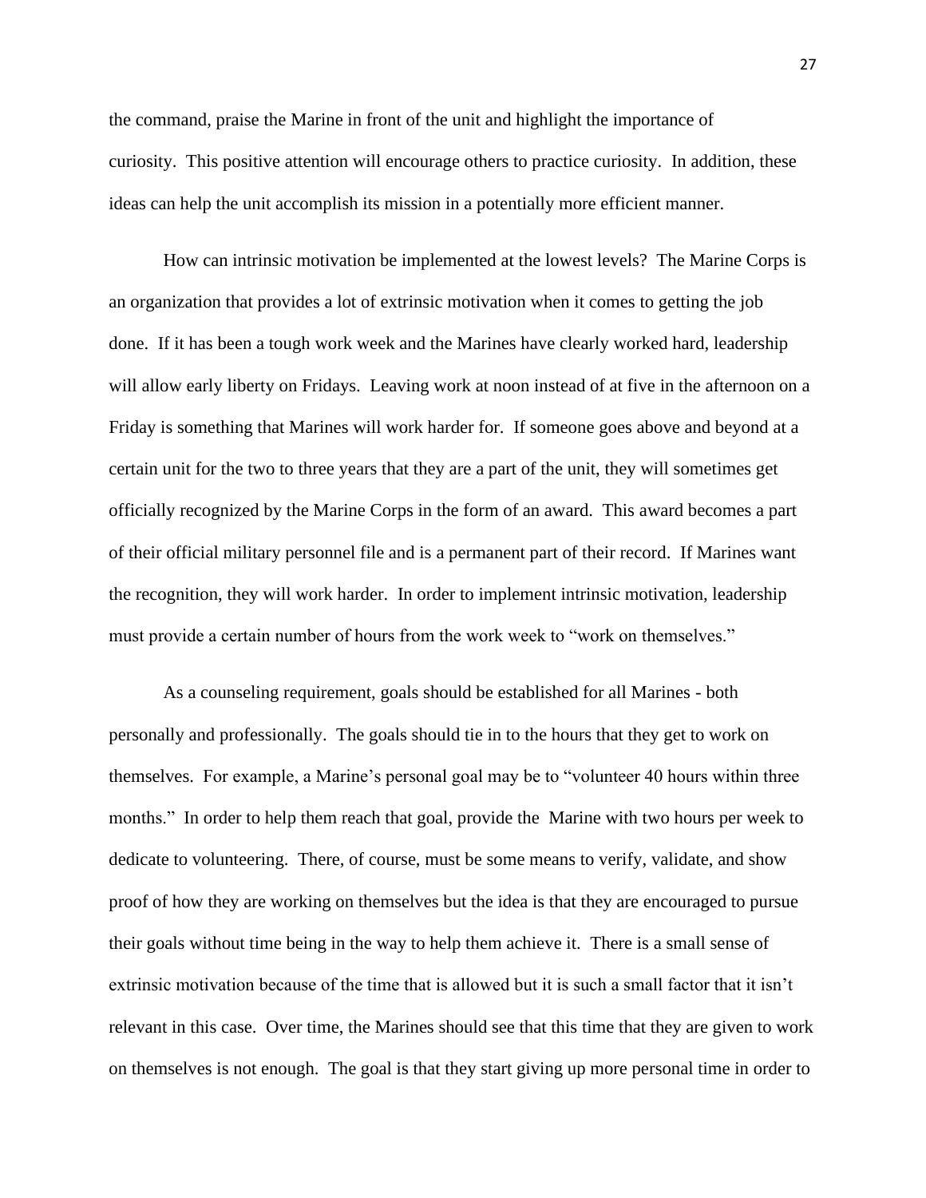the command, praise the Marine in front of the unit and highlight the importance of curiosity. This positive attention will encourage others to practice curiosity. In addition, these ideas can help the unit accomplish its mission in a potentially more efficient manner.

How can intrinsic motivation be implemented at the lowest levels? The Marine Corps is an organization that provides a lot of extrinsic motivation when it comes to getting the job done. If it has been a tough work week and the Marines have clearly worked hard, leadership will allow early liberty on Fridays. Leaving work at noon instead of at five in the afternoon on a Friday is something that Marines will work harder for. If someone goes above and beyond at a certain unit for the two to three years that they are a part of the unit, they will sometimes get officially recognized by the Marine Corps in the form of an award. This award becomes a part of their official military personnel file and is a permanent part of their record. If Marines want the recognition, they will work harder. In order to implement intrinsic motivation, leadership must provide a certain number of hours from the work week to "work on themselves."

As a counseling requirement, goals should be established for all Marines - both personally and professionally. The goals should tie in to the hours that they get to work on themselves. For example, a Marine's personal goal may be to "volunteer 40 hours within three months." In order to help them reach that goal, provide the Marine with two hours per week to dedicate to volunteering. There, of course, must be some means to verify, validate, and show proof of how they are working on themselves but the idea is that they are encouraged to pursue their goals without time being in the way to help them achieve it. There is a small sense of extrinsic motivation because of the time that is allowed but it is such a small factor that it isn't relevant in this case. Over time, the Marines should see that this time that they are given to work on themselves is not enough. The goal is that they start giving up more personal time in order to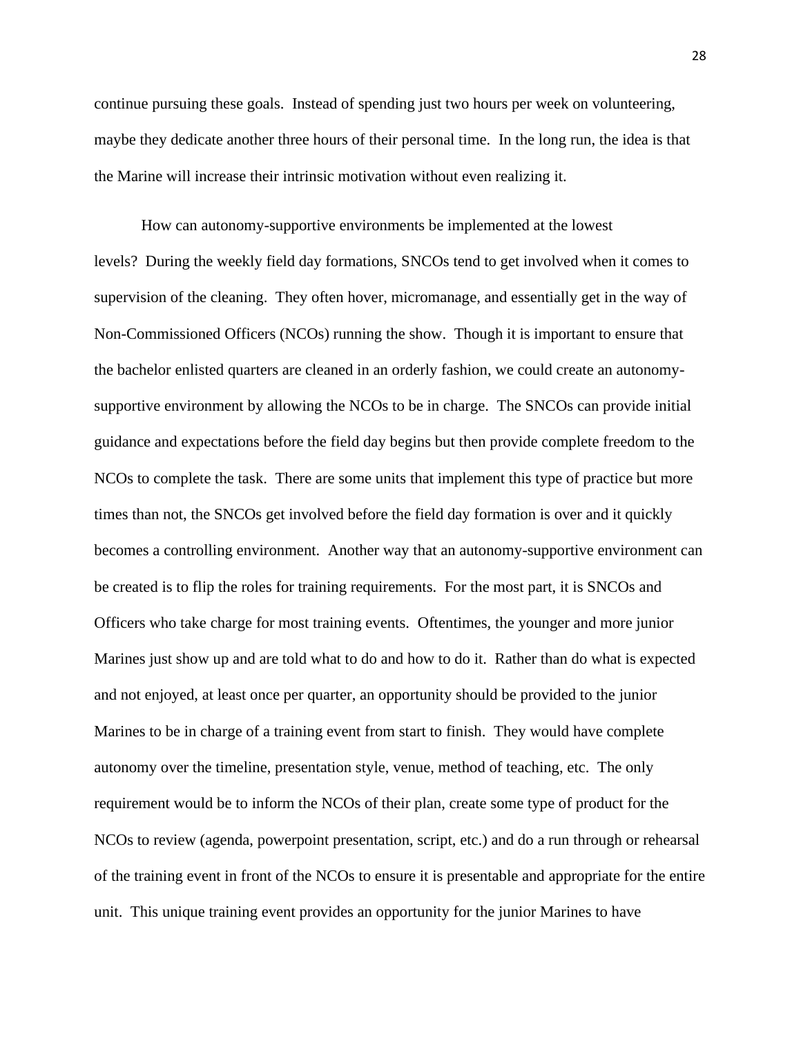continue pursuing these goals. Instead of spending just two hours per week on volunteering, maybe they dedicate another three hours of their personal time. In the long run, the idea is that the Marine will increase their intrinsic motivation without even realizing it.

How can autonomy-supportive environments be implemented at the lowest levels? During the weekly field day formations, SNCOs tend to get involved when it comes to supervision of the cleaning. They often hover, micromanage, and essentially get in the way of Non-Commissioned Officers (NCOs) running the show. Though it is important to ensure that the bachelor enlisted quarters are cleaned in an orderly fashion, we could create an autonomy-supportive environment by allowing the NCOs to be in charge. The SNCOs can provide initial guidance and expectations before the field day begins but then provide complete freedom to the NCOs to complete the task. There are some units that implement this type of practice but more times than not, the SNCOs get involved before the field day formation is over and it quickly becomes a controlling environment. Another way that an autonomy-supportive environment can be created is to flip the roles for training requirements. For the most part, it is SNCOs and Officers who take charge for most training events. Oftentimes, the younger and more junior Marines just show up and are told what to do and how to do it. Rather than do what is expected and not enjoyed, at least once per quarter, an opportunity should be provided to the junior Marines to be in charge of a training event from start to finish. They would have complete autonomy over the timeline, presentation style, venue, method of teaching, etc. The only requirement would be to inform the NCOs of their plan, create some type of product for the NCOs to review (agenda, powerpoint presentation, script, etc.) and do a run through or rehearsal of the training event in front of the NCOs to ensure it is presentable and appropriate for the entire unit. This unique training event provides an opportunity for the junior Marines to have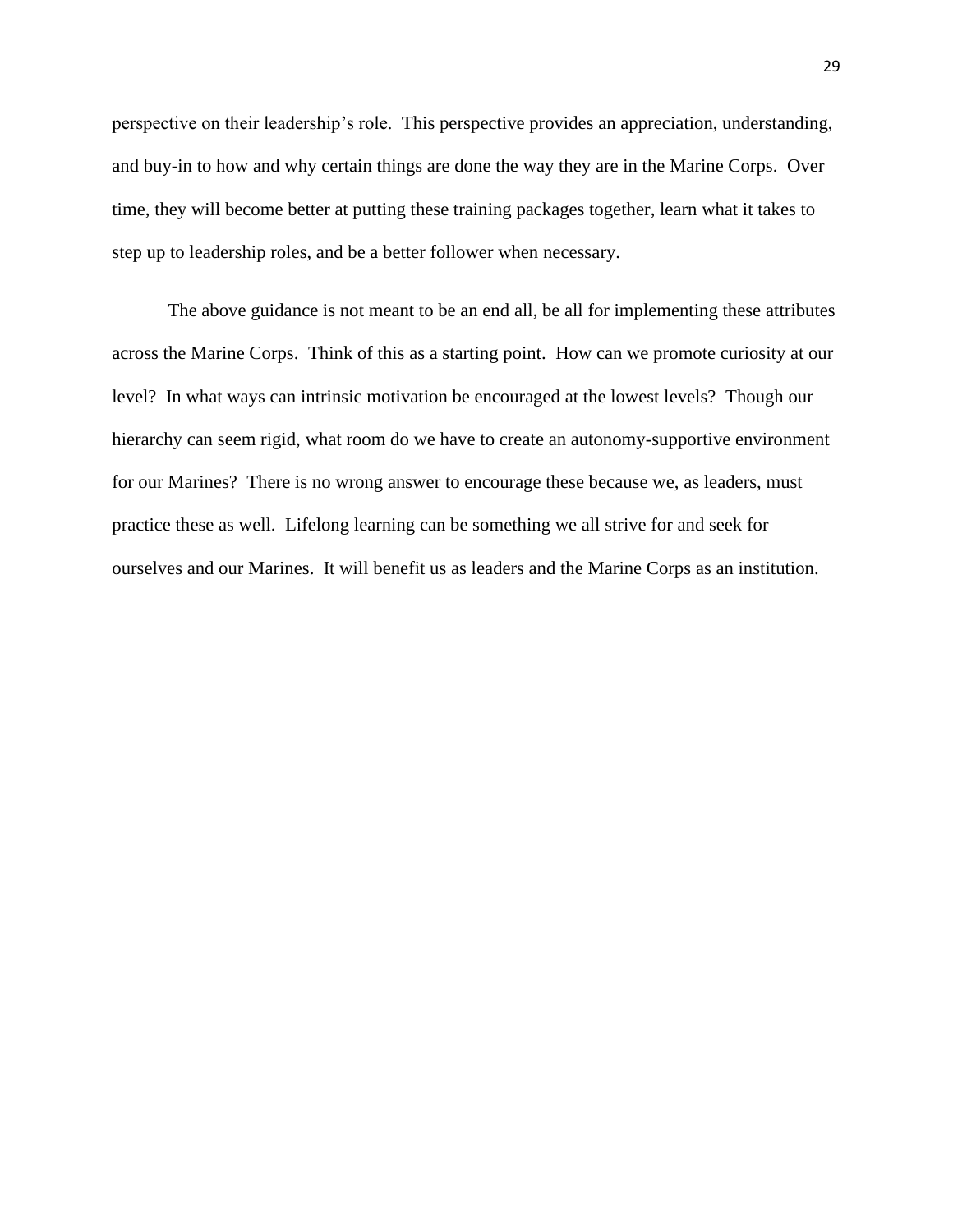perspective on their leadership's role. This perspective provides an appreciation, understanding, and buy-in to how and why certain things are done the way they are in the Marine Corps. Over time, they will become better at putting these training packages together, learn what it takes to step up to leadership roles, and be a better follower when necessary.

The above guidance is not meant to be an end all, be all for implementing these attributes across the Marine Corps. Think of this as a starting point. How can we promote curiosity at our level? In what ways can intrinsic motivation be encouraged at the lowest levels? Though our hierarchy can seem rigid, what room do we have to create an autonomy-supportive environment for our Marines? There is no wrong answer to encourage these because we, as leaders, must practice these as well. Lifelong learning can be something we all strive for and seek for ourselves and our Marines. It will benefit us as leaders and the Marine Corps as an institution.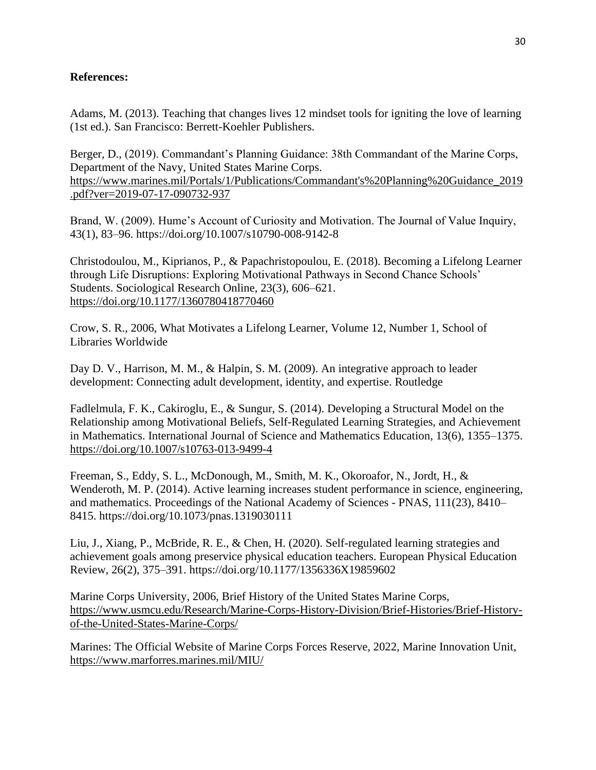**References:**

Adams, M. (2013). Teaching that changes lives 12 mindset tools for igniting the love of learning (1st ed.). San Francisco: Berrett-Koehler Publishers.

Berger, D., (2019). Commandant's Planning Guidance: 38th Commandant of the Marine Corps, Department of the Navy, United States Marine Corps. https://www.marines.mil/Portals/1/Publications/Commandant's%20Planning%20Guidance_2019.pdf?ver=2019-07-17-090732-937

Brand, W. (2009). Hume's Account of Curiosity and Motivation. The Journal of Value Inquiry, 43(1), 83–96. https://doi.org/10.1007/s10790-008-9142-8

Christodoulou, M., Kiprianos, P., & Papachristopoulou, E. (2018). Becoming a Lifelong Learner through Life Disruptions: Exploring Motivational Pathways in Second Chance Schools' Students. Sociological Research Online, 23(3), 606–621. https://doi.org/10.1177/1360780418770460

Crow, S. R., 2006, What Motivates a Lifelong Learner, Volume 12, Number 1, School of Libraries Worldwide

Day D. V., Harrison, M. M., & Halpin, S. M. (2009). An integrative approach to leader development: Connecting adult development, identity, and expertise. Routledge

Fadlelmula, F. K., Cakiroglu, E., & Sungur, S. (2014). Developing a Structural Model on the Relationship among Motivational Beliefs, Self-Regulated Learning Strategies, and Achievement in Mathematics. International Journal of Science and Mathematics Education, 13(6), 1355–1375. https://doi.org/10.1007/s10763-013-9499-4

Freeman, S., Eddy, S. L., McDonough, M., Smith, M. K., Okoroafor, N., Jordt, H., & Wenderoth, M. P. (2014). Active learning increases student performance in science, engineering, and mathematics. Proceedings of the National Academy of Sciences - PNAS, 111(23), 8410–8415. https://doi.org/10.1073/pnas.1319030111

Liu, J., Xiang, P., McBride, R. E., & Chen, H. (2020). Self-regulated learning strategies and achievement goals among preservice physical education teachers. European Physical Education Review, 26(2), 375–391. https://doi.org/10.1177/1356336X19859602

Marine Corps University, 2006, Brief History of the United States Marine Corps, https://www.usmcu.edu/Research/Marine-Corps-History-Division/Brief-Histories/Brief-History-of-the-United-States-Marine-Corps/

Marines: The Official Website of Marine Corps Forces Reserve, 2022, Marine Innovation Unit, https://www.marforres.marines.mil/MIU/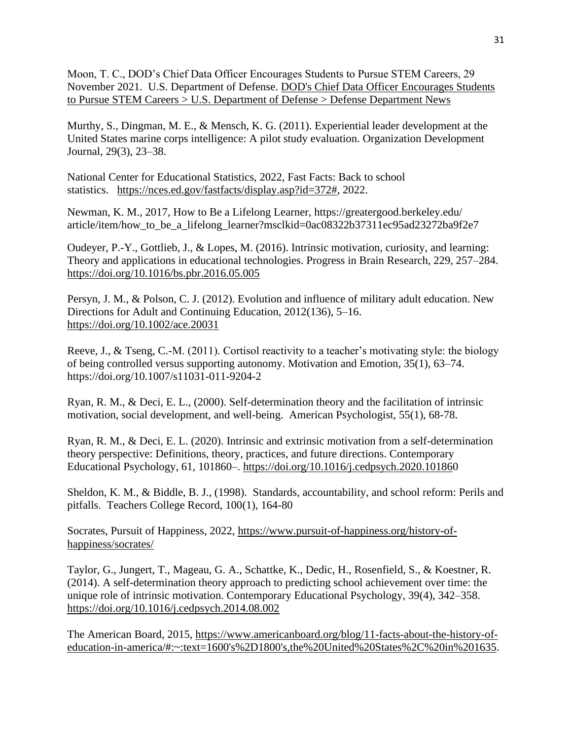Moon, T. C., DOD's Chief Data Officer Encourages Students to Pursue STEM Careers, 29 November 2021. U.S. Department of Defense. DOD's Chief Data Officer Encourages Students to Pursue STEM Careers > U.S. Department of Defense > Defense Department News

Murthy, S., Dingman, M. E., & Mensch, K. G. (2011). Experiential leader development at the United States marine corps intelligence: A pilot study evaluation. Organization Development Journal, 29(3), 23–38.

National Center for Educational Statistics, 2022, Fast Facts: Back to school statistics. https://nces.ed.gov/fastfacts/display.asp?id=372#, 2022.

Newman, K. M., 2017, How to Be a Lifelong Learner, https://greatergood.berkeley.edu/article/item/how_to_be_a_lifelong_learner?msclkid=0ac08322b37311ec95ad23272ba9f2e7

Oudeyer, P.-Y., Gottlieb, J., & Lopes, M. (2016). Intrinsic motivation, curiosity, and learning: Theory and applications in educational technologies. Progress in Brain Research, 229, 257–284. https://doi.org/10.1016/bs.pbr.2016.05.005

Persyn, J. M., & Polson, C. J. (2012). Evolution and influence of military adult education. New Directions for Adult and Continuing Education, 2012(136), 5–16. https://doi.org/10.1002/ace.20031

Reeve, J., & Tseng, C.-M. (2011). Cortisol reactivity to a teacher's motivating style: the biology of being controlled versus supporting autonomy. Motivation and Emotion, 35(1), 63–74. https://doi.org/10.1007/s11031-011-9204-2

Ryan, R. M., & Deci, E. L., (2000). Self-determination theory and the facilitation of intrinsic motivation, social development, and well-being. American Psychologist, 55(1), 68-78.

Ryan, R. M., & Deci, E. L. (2020). Intrinsic and extrinsic motivation from a self-determination theory perspective: Definitions, theory, practices, and future directions. Contemporary Educational Psychology, 61, 101860–. https://doi.org/10.1016/j.cedpsych.2020.101860

Sheldon, K. M., & Biddle, B. J., (1998). Standards, accountability, and school reform: Perils and pitfalls. Teachers College Record, 100(1), 164-80

Socrates, Pursuit of Happiness, 2022, https://www.pursuit-of-happiness.org/history-of-happiness/socrates/

Taylor, G., Jungert, T., Mageau, G. A., Schattke, K., Dedic, H., Rosenfield, S., & Koestner, R. (2014). A self-determination theory approach to predicting school achievement over time: the unique role of intrinsic motivation. Contemporary Educational Psychology, 39(4), 342–358. https://doi.org/10.1016/j.cedpsych.2014.08.002

The American Board, 2015, https://www.americanboard.org/blog/11-facts-about-the-history-of-education-in-america/#:~:text=1600's%2D1800's,the%20United%20States%2C%20in%201635.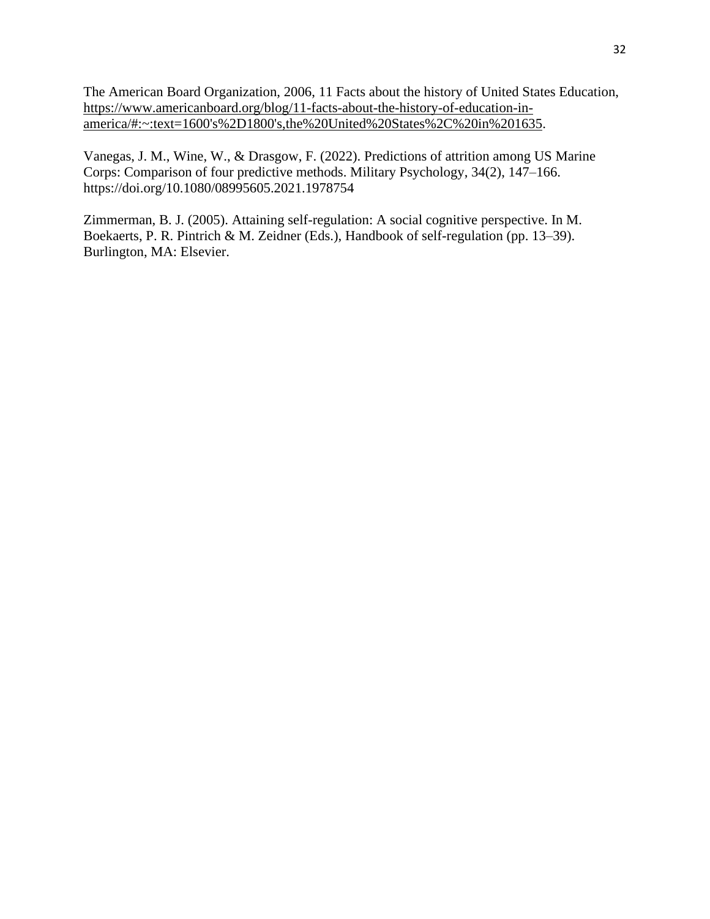The American Board Organization, 2006, 11 Facts about the history of United States Education, https://www.americanboard.org/blog/11-facts-about-the-history-of-education-in-america/#:~:text=1600's%2D1800's,the%20United%20States%2C%20in%201635.

Vanegas, J. M., Wine, W., & Drasgow, F. (2022). Predictions of attrition among US Marine Corps: Comparison of four predictive methods. Military Psychology, 34(2), 147–166. https://doi.org/10.1080/08995605.2021.1978754

Zimmerman, B. J. (2005). Attaining self-regulation: A social cognitive perspective. In M. Boekaerts, P. R. Pintrich & M. Zeidner (Eds.), Handbook of self-regulation (pp. 13–39). Burlington, MA: Elsevier.